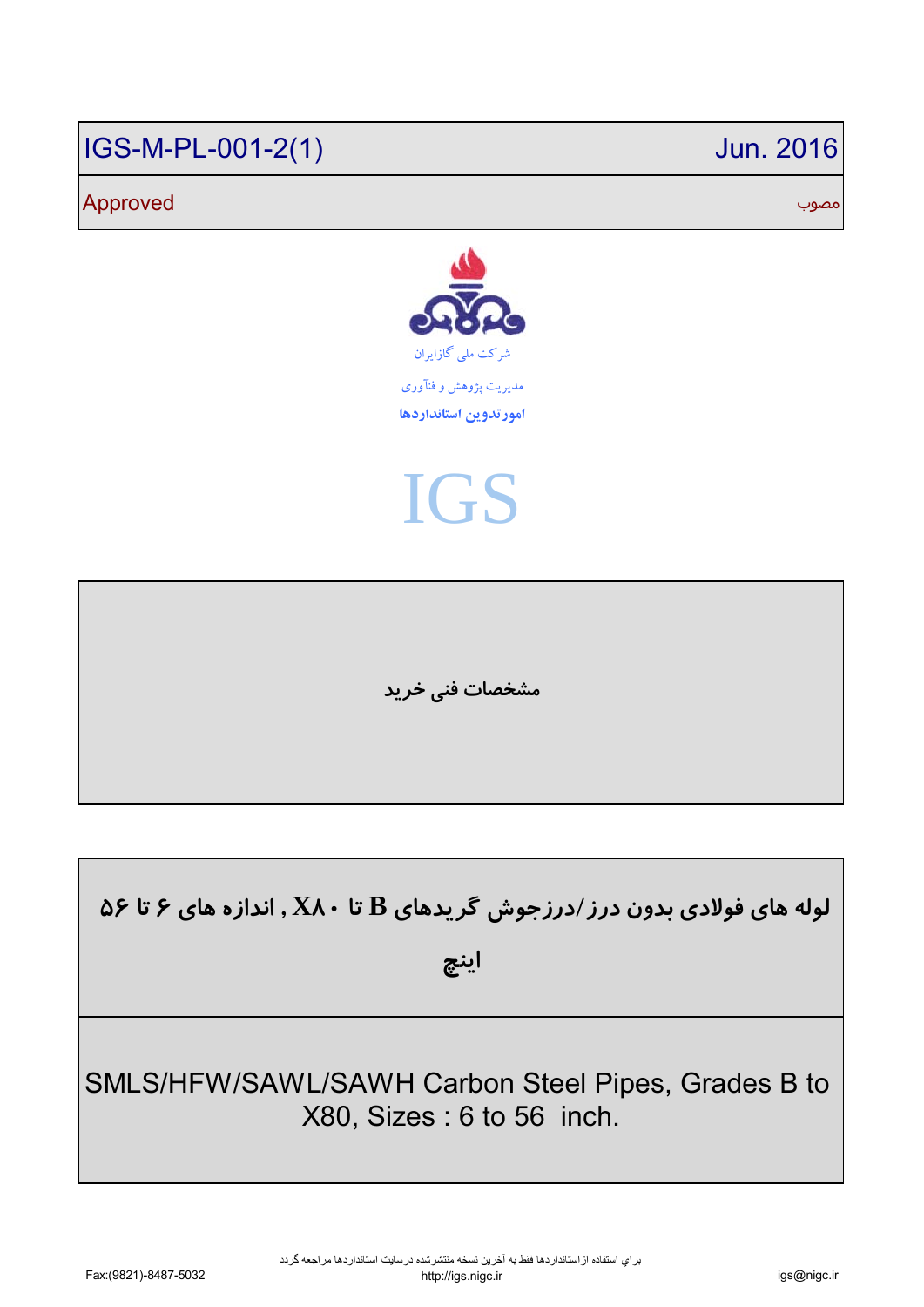| IGS-M-PL-001-2(1) | Jun. 2016 |
| --- | --- |
| Approved | مصوب |

شرکت ملی گازایران

مدیریت پژوهش و فناوری

**امورتدوین استانداردها**

# IGS

**مشخصات فنی خرید**

**لوله های فولادی بدون درز/درزجوش گریدهای B تا X۸۰ , اندازه های ۶ تا ۵۶ اینچ**

SMLS/HFW/SAWL/SAWH Carbon Steel Pipes, Grades B to X80, Sizes : 6 to 56 inch.

براي استفاده از استانداردها فقط به آخرین نسخه منتشرشده درسایت استانداردها مراجعه گردد

Fax:(9821)-8487-5032

http://igs.nigc.ir

igs@nigc.ir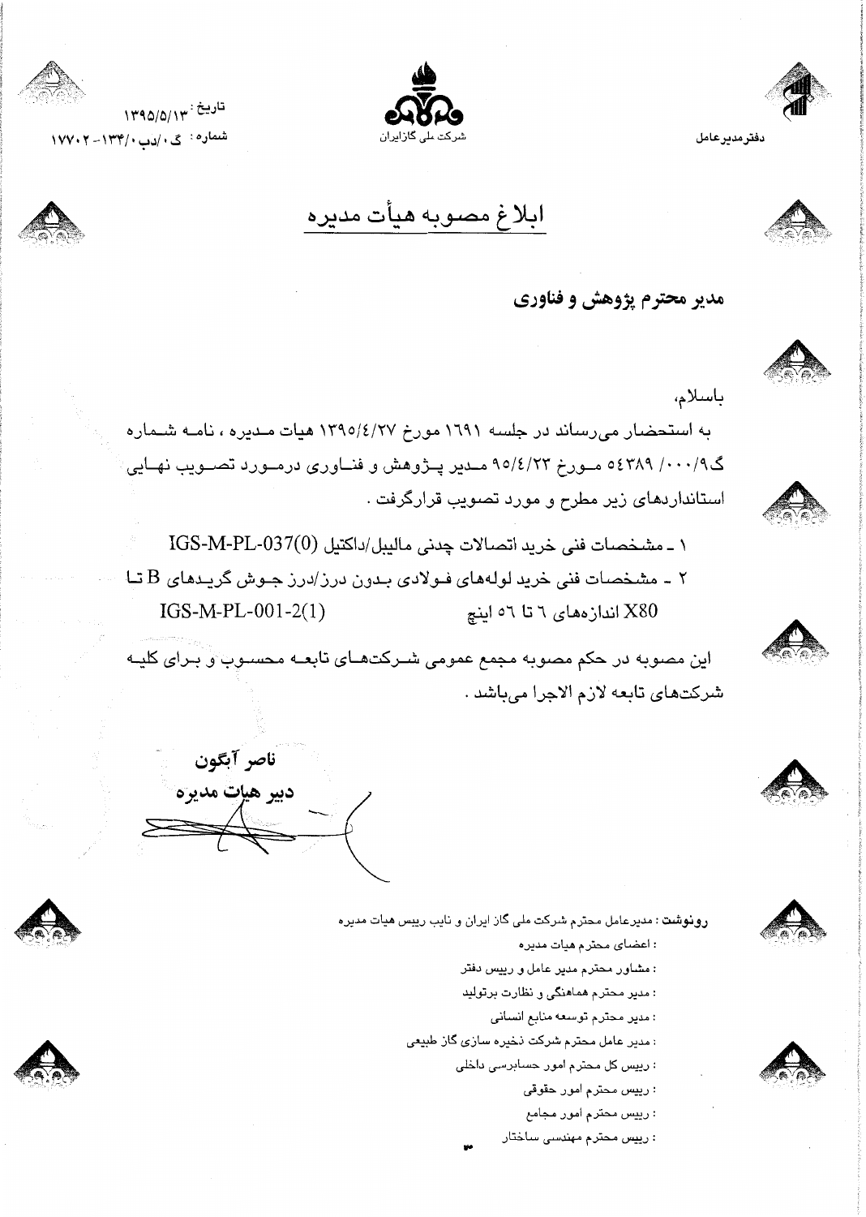دفترمدیرعامل

شرکت ملی گاز ایران

تاریخ: ۱۳۹۵/۵/۱۳

شماره: گ ۰/دب ۱۳۴/۰-۱۷۷۰۲

# ابلاغ مصوبه هیأت مدیره

**مدیر محترم پژوهش و فناوری**

باسلام،

به استحضار می‌رساند در جلسه ۱۶۹۱ مورخ ۱۳۹۵/۴/۲۷ هیات مدیره ، نامه شماره گ۹/۰۰۰/ ۵۴۳۸۹ مورخ ۹۵/۴/۲۳ مدیر پژوهش و فناوری درمورد تصویب نهایی استانداردهای زیر مطرح و مورد تصویب قرارگرفت .

۱ ـ مشخصات فنی خرید اتصالات چدنی مالیبل/داکتیل IGS-M-PL-037(0)

۲ ـ مشخصات فنی خرید لوله‌های فولادی بدون درز/درز جوش گریدهای B تا X80 اندازه‌های ۶ تا ۵۶ اینچ IGS-M-PL-001-2(1)

این مصوبه در حکم مصوبه مجمع عمومی شرکت‌های تابعه محسوب و برای کلیه شرکت‌های تابعه لازم الاجرا می‌باشد .

**ناصر آبگون**

**دبیر هیات مدیره**

**رونوشت** : مدیرعامل محترم شرکت ملی گاز ایران و نایب رییس هیات مدیره

: اعضای محترم هیات مدیره

: مشاور محترم مدیر عامل و رییس دفتر

: مدیر محترم هماهنگی و نظارت برتولید

: مدیر محترم توسعه منابع انسانی

: مدیر عامل محترم شرکت ذخیره سازی گاز طبیعی

: رییس کل محترم امور حسابرسی داخلی

: رییس محترم امور حقوقی

: رییس محترم امور مجامع

: رییس محترم مهندسی ساختار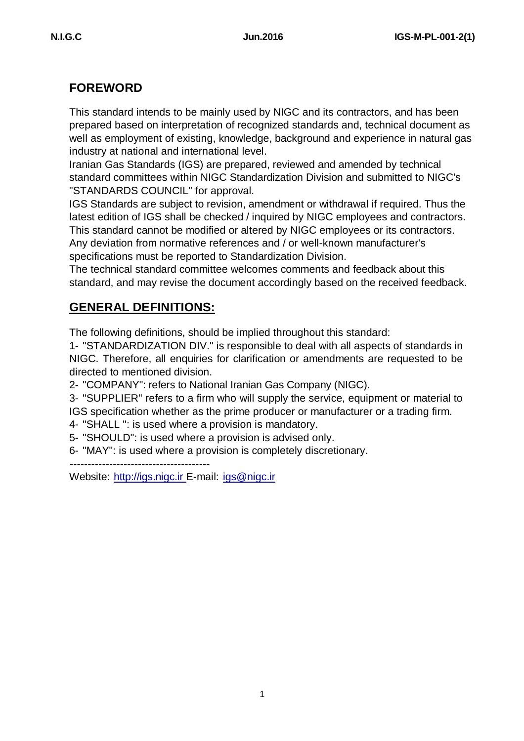## FOREWORD

This standard intends to be mainly used by NIGC and its contractors, and has been prepared based on interpretation of recognized standards and, technical document as well as employment of existing, knowledge, background and experience in natural gas industry at national and international level.

Iranian Gas Standards (IGS) are prepared, reviewed and amended by technical standard committees within NIGC Standardization Division and submitted to NIGC's "STANDARDS COUNCIL" for approval.

IGS Standards are subject to revision, amendment or withdrawal if required. Thus the latest edition of IGS shall be checked / inquired by NIGC employees and contractors.

This standard cannot be modified or altered by NIGC employees or its contractors.

Any deviation from normative references and / or well-known manufacturer's specifications must be reported to Standardization Division.

The technical standard committee welcomes comments and feedback about this standard, and may revise the document accordingly based on the received feedback.

## GENERAL DEFINITIONS:

The following definitions, should be implied throughout this standard:

1- "STANDARDIZATION DIV." is responsible to deal with all aspects of standards in NIGC. Therefore, all enquiries for clarification or amendments are requested to be directed to mentioned division.

2- "COMPANY": refers to National Iranian Gas Company (NIGC).

3- "SUPPLIER" refers to a firm who will supply the service, equipment or material to IGS specification whether as the prime producer or manufacturer or a trading firm.

4- "SHALL ": is used where a provision is mandatory.

5- "SHOULD": is used where a provision is advised only.

6- "MAY": is used where a provision is completely discretionary.

---------------------------------------

Website: http://igs.nigc.ir E-mail: igs@nigc.ir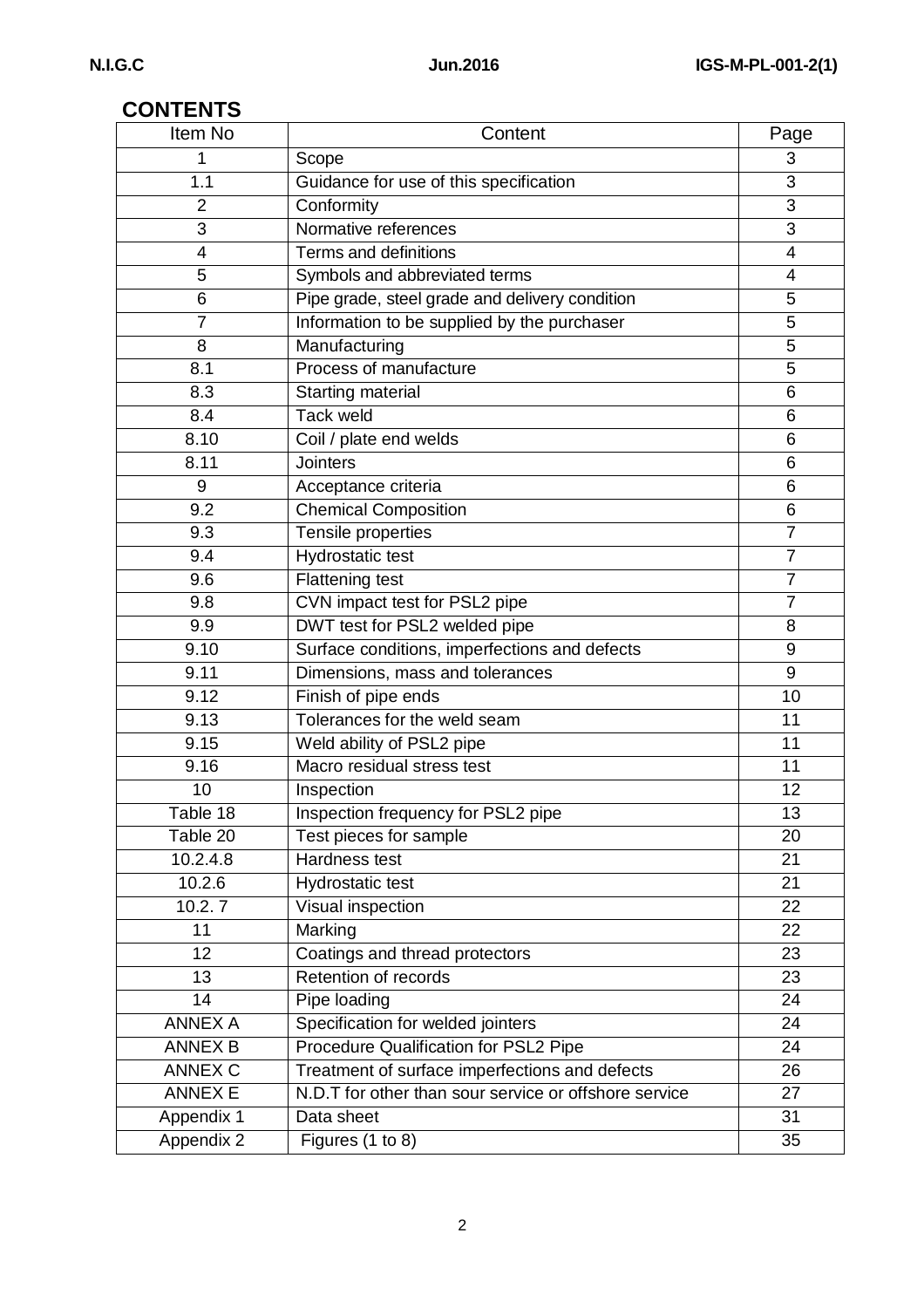## CONTENTS

| Item No | Content | Page |
|---|---|---|
| 1 | Scope | 3 |
| 1.1 | Guidance for use of this specification | 3 |
| 2 | Conformity | 3 |
| 3 | Normative references | 3 |
| 4 | Terms and definitions | 4 |
| 5 | Symbols and abbreviated terms | 4 |
| 6 | Pipe grade, steel grade and delivery condition | 5 |
| 7 | Information to be supplied by the purchaser | 5 |
| 8 | Manufacturing | 5 |
| 8.1 | Process of manufacture | 5 |
| 8.3 | Starting material | 6 |
| 8.4 | Tack weld | 6 |
| 8.10 | Coil / plate end welds | 6 |
| 8.11 | Jointers | 6 |
| 9 | Acceptance criteria | 6 |
| 9.2 | Chemical Composition | 6 |
| 9.3 | Tensile properties | 7 |
| 9.4 | Hydrostatic test | 7 |
| 9.6 | Flattening test | 7 |
| 9.8 | CVN impact test for PSL2 pipe | 7 |
| 9.9 | DWT test for PSL2 welded pipe | 8 |
| 9.10 | Surface conditions, imperfections and defects | 9 |
| 9.11 | Dimensions, mass and tolerances | 9 |
| 9.12 | Finish of pipe ends | 10 |
| 9.13 | Tolerances for the weld seam | 11 |
| 9.15 | Weld ability of PSL2 pipe | 11 |
| 9.16 | Macro residual stress test | 11 |
| 10 | Inspection | 12 |
| Table 18 | Inspection frequency for PSL2 pipe | 13 |
| Table 20 | Test pieces for sample | 20 |
| 10.2.4.8 | Hardness test | 21 |
| 10.2.6 | Hydrostatic test | 21 |
| 10.2. 7 | Visual inspection | 22 |
| 11 | Marking | 22 |
| 12 | Coatings and thread protectors | 23 |
| 13 | Retention of records | 23 |
| 14 | Pipe loading | 24 |
| ANNEX A | Specification for welded jointers | 24 |
| ANNEX B | Procedure Qualification for PSL2 Pipe | 24 |
| ANNEX C | Treatment of surface imperfections and defects | 26 |
| ANNEX E | N.D.T for other than sour service or offshore service | 27 |
| Appendix 1 | Data sheet | 31 |
| Appendix 2 | Figures (1 to 8) | 35 |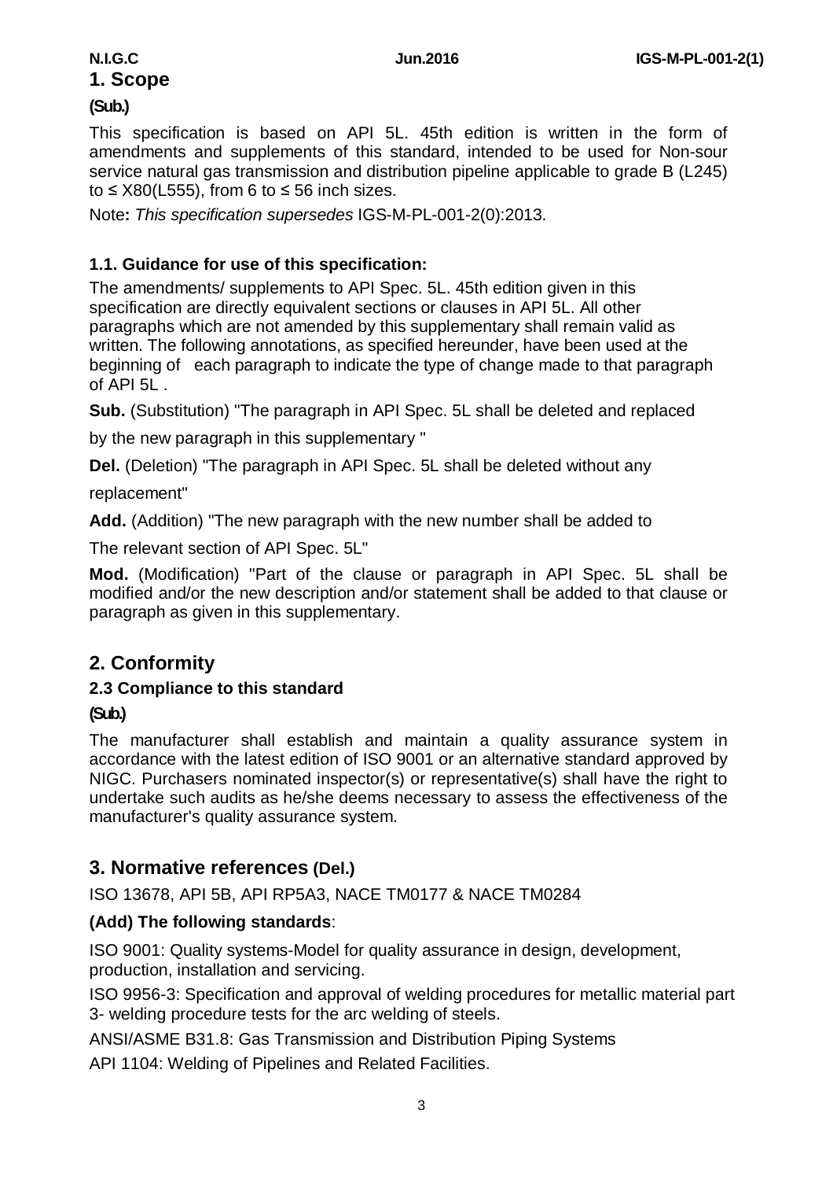# 1. Scope

**(Sub.)**

This specification is based on API 5L. 45th edition is written in the form of amendments and supplements of this standard, intended to be used for Non-sour service natural gas transmission and distribution pipeline applicable to grade B (L245) to ≤ X80(L555), from 6 to ≤ 56 inch sizes.

Note**:** *This specification supersedes* IGS-M-PL-001-2(0):2013.

## 1.1. Guidance for use of this specification:

The amendments/ supplements to API Spec. 5L. 45th edition given in this specification are directly equivalent sections or clauses in API 5L. All other paragraphs which are not amended by this supplementary shall remain valid as written. The following annotations, as specified hereunder, have been used at the beginning of each paragraph to indicate the type of change made to that paragraph of API 5L .

**Sub.** (Substitution) "The paragraph in API Spec. 5L shall be deleted and replaced by the new paragraph in this supplementary "

**Del.** (Deletion) "The paragraph in API Spec. 5L shall be deleted without any replacement"

**Add.** (Addition) "The new paragraph with the new number shall be added to The relevant section of API Spec. 5L"

**Mod.** (Modification) "Part of the clause or paragraph in API Spec. 5L shall be modified and/or the new description and/or statement shall be added to that clause or paragraph as given in this supplementary.

# 2. Conformity

## 2.3 Compliance to this standard

**(Sub.)**

The manufacturer shall establish and maintain a quality assurance system in accordance with the latest edition of ISO 9001 or an alternative standard approved by NIGC. Purchasers nominated inspector(s) or representative(s) shall have the right to undertake such audits as he/she deems necessary to assess the effectiveness of the manufacturer's quality assurance system.

# 3. Normative references (Del.)

ISO 13678, API 5B, API RP5A3, NACE TM0177 & NACE TM0284

**(Add) The following standards**:

ISO 9001: Quality systems-Model for quality assurance in design, development, production, installation and servicing.

ISO 9956-3: Specification and approval of welding procedures for metallic material part 3- welding procedure tests for the arc welding of steels.

ANSI/ASME B31.8: Gas Transmission and Distribution Piping Systems

API 1104: Welding of Pipelines and Related Facilities.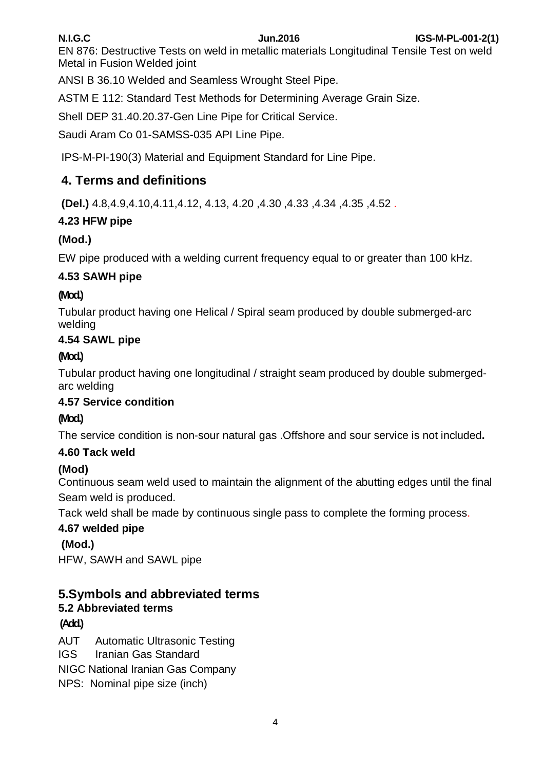EN 876: Destructive Tests on weld in metallic materials Longitudinal Tensile Test on weld Metal in Fusion Welded joint

ANSI B 36.10 Welded and Seamless Wrought Steel Pipe.

ASTM E 112: Standard Test Methods for Determining Average Grain Size.

Shell DEP 31.40.20.37-Gen Line Pipe for Critical Service.

Saudi Aram Co 01-SAMSS-035 API Line Pipe.

IPS-M-PI-190(3) Material and Equipment Standard for Line Pipe.

## 4. Terms and definitions

**(Del.)** 4.8,4.9,4.10,4.11,4.12, 4.13, 4.20 ,4.30 ,4.33 ,4.34 ,4.35 ,4.52 .

### 4.23 HFW pipe

**(Mod.)**

EW pipe produced with a welding current frequency equal to or greater than 100 kHz.

### 4.53 SAWH pipe

**(Mod.)**

Tubular product having one Helical / Spiral seam produced by double submerged-arc welding

### 4.54 SAWL pipe

**(Mod.)**

Tubular product having one longitudinal / straight seam produced by double submerged-arc welding

### 4.57 Service condition

**(Mod.)**

The service condition is non-sour natural gas .Offshore and sour service is not included**.**

### 4.60 Tack weld

**(Mod)**

Continuous seam weld used to maintain the alignment of the abutting edges until the final Seam weld is produced.

Tack weld shall be made by continuous single pass to complete the forming process.

### 4.67 welded pipe

**(Mod.)**

HFW, SAWH and SAWL pipe

## 5.Symbols and abbreviated terms

### 5.2 Abbreviated terms

**(Add.)**

AUT Automatic Ultrasonic Testing

IGS Iranian Gas Standard

NIGC National Iranian Gas Company

NPS: Nominal pipe size (inch)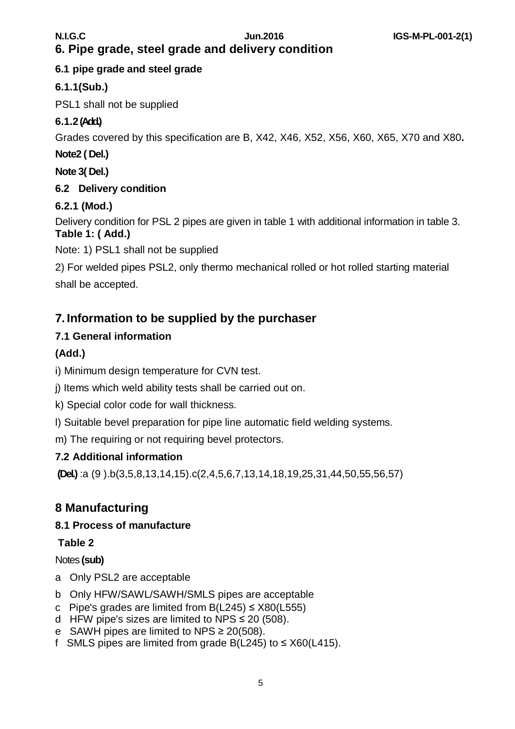## 6. Pipe grade, steel grade and delivery condition

### 6.1 pipe grade and steel grade

**6.1.1(Sub.)**

PSL1 shall not be supplied

**6.1.2 (Add.)**

Grades covered by this specification are B, X42, X46, X52, X56, X60, X65, X70 and X80**.**

**Note2 ( Del.)**

**Note 3( Del.)**

### 6.2 Delivery condition

**6.2.1 (Mod.)**

Delivery condition for PSL 2 pipes are given in table 1 with additional information in table 3.

**Table 1: ( Add.)**

Note: 1) PSL1 shall not be supplied

2) For welded pipes PSL2, only thermo mechanical rolled or hot rolled starting material shall be accepted.

## 7. Information to be supplied by the purchaser

### 7.1 General information

**(Add.)**

i) Minimum design temperature for CVN test.

j) Items which weld ability tests shall be carried out on.

k) Special color code for wall thickness.

l) Suitable bevel preparation for pipe line automatic field welding systems.

m) The requiring or not requiring bevel protectors.

### 7.2 Additional information

**(Del.)** :a (9 ).b(3,5,8,13,14,15).c(2,4,5,6,7,13,14,18,19,25,31,44,50,55,56,57)

## 8 Manufacturing

### 8.1 Process of manufacture

**Table 2**

Notes **(sub)**

a Only PSL2 are acceptable

b Only HFW/SAWL/SAWH/SMLS pipes are acceptable

c Pipe's grades are limited from B(L245) ≤ X80(L555)

d HFW pipe's sizes are limited to NPS ≤ 20 (508).

e SAWH pipes are limited to NPS ≥ 20(508).

f SMLS pipes are limited from grade B(L245) to ≤ X60(L415).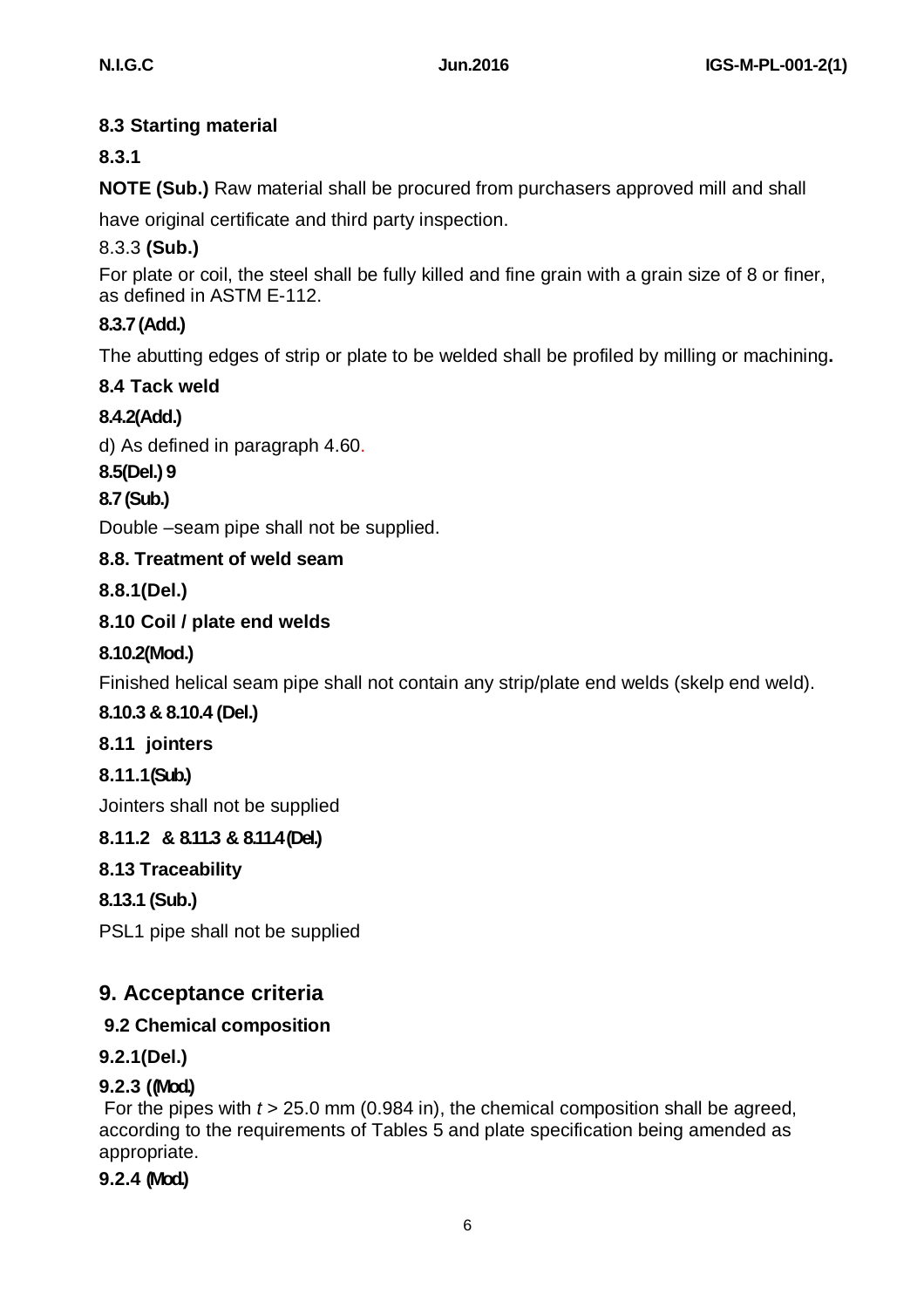### 8.3 Starting material

**8.3.1**

**NOTE (Sub.)** Raw material shall be procured from purchasers approved mill and shall have original certificate and third party inspection.

8.3.3 **(Sub.)**

For plate or coil, the steel shall be fully killed and fine grain with a grain size of 8 or finer, as defined in ASTM E-112.

**8.3.7 (Add.)**

The abutting edges of strip or plate to be welded shall be profiled by milling or machining**.**

### 8.4 Tack weld

**8.4.2(Add.)**

d) As defined in paragraph 4.60.

**8.5(Del.) 9**

**8.7 (Sub.)**

Double –seam pipe shall not be supplied.

### 8.8. Treatment of weld seam

**8.8.1(Del.)**

### 8.10 Coil / plate end welds

**8.10.2(Mod.)**

Finished helical seam pipe shall not contain any strip/plate end welds (skelp end weld).

**8.10.3 & 8.10.4 (Del.)**

### 8.11 jointers

**8.11.1(Sub.)**

Jointers shall not be supplied

**8.11.2 & 8.11.3 & 8.11.4 (Del.)**

### 8.13 Traceability

**8.13.1 (Sub.)**

PSL1 pipe shall not be supplied

## 9. Acceptance criteria

### 9.2 Chemical composition

**9.2.1(Del.)**

**9.2.3 ((Mod.)**

For the pipes with $t > 25.0$ mm (0.984 in), the chemical composition shall be agreed, according to the requirements of Tables 5 and plate specification being amended as appropriate.

**9.2.4 (Mod.)**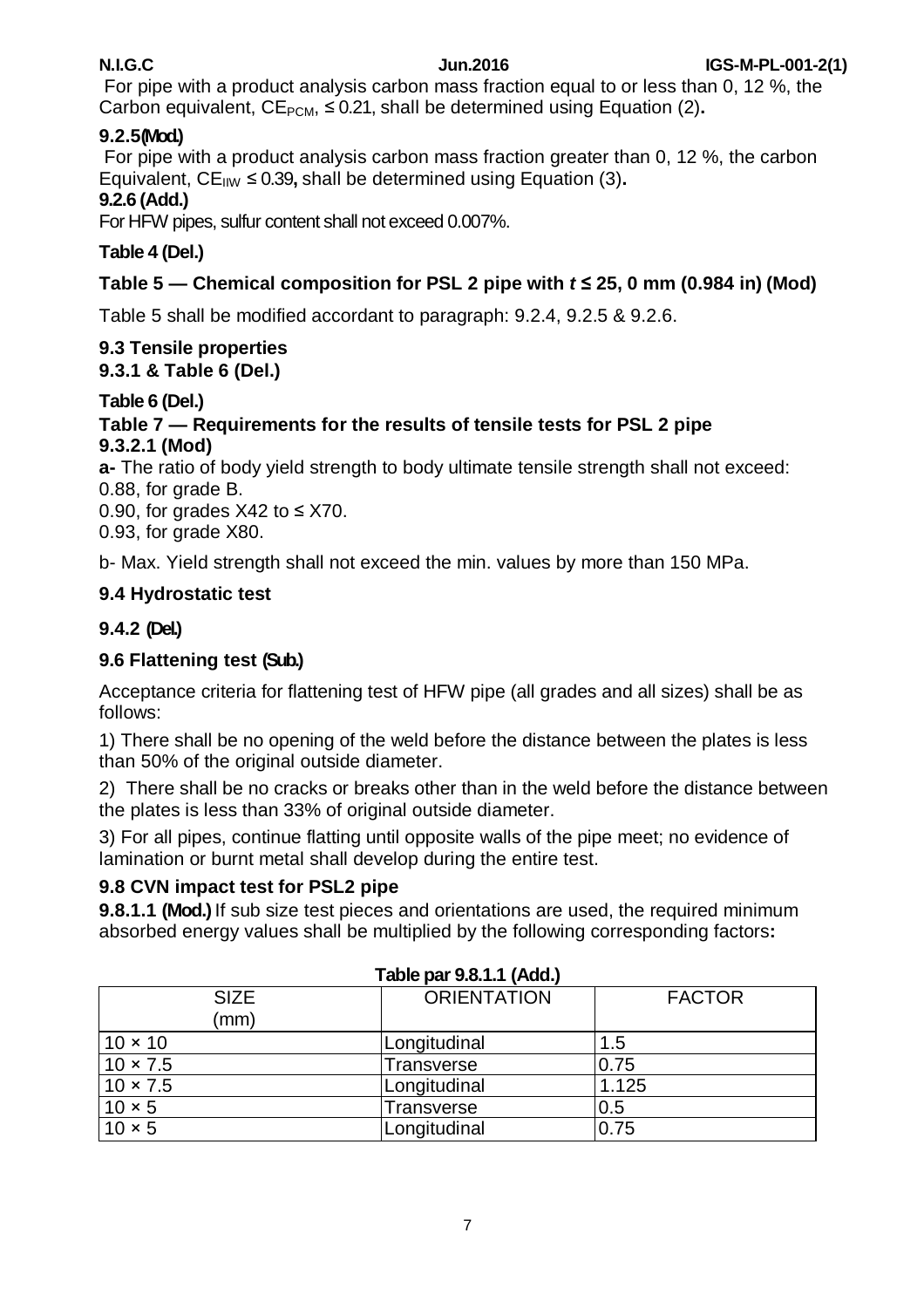For pipe with a product analysis carbon mass fraction equal to or less than 0, 12 %, the Carbon equivalent, $CE_{PCM}$, ≤ 0.21, shall be determined using Equation (2)**.**

**9.2.5(Mod.)**

For pipe with a product analysis carbon mass fraction greater than 0, 12 %, the carbon Equivalent, $CE_{IIW}$ ≤ 0.39**,** shall be determined using Equation (3)**.**

**9.2.6 (Add.)**

For HFW pipes, sulfur content shall not exceed 0.007%.

**Table 4 (Del.)**

**Table 5 — Chemical composition for PSL 2 pipe with *t* ≤ 25, 0 mm (0.984 in) (Mod)**

Table 5 shall be modified accordant to paragraph: 9.2.4, 9.2.5 & 9.2.6.

**9.3 Tensile properties**

**9.3.1 & Table 6 (Del.)**

**Table 6 (Del.)**

**Table 7 — Requirements for the results of tensile tests for PSL 2 pipe**

**9.3.2.1 (Mod)**

**a-** The ratio of body yield strength to body ultimate tensile strength shall not exceed:
0.88, for grade B.
0.90, for grades X42 to ≤ X70.
0.93, for grade X80.

b- Max. Yield strength shall not exceed the min. values by more than 150 MPa.

**9.4 Hydrostatic test**

**9.4.2 (Del.)**

**9.6 Flattening test (Sub.)**

Acceptance criteria for flattening test of HFW pipe (all grades and all sizes) shall be as follows:

1) There shall be no opening of the weld before the distance between the plates is less than 50% of the original outside diameter.

2) There shall be no cracks or breaks other than in the weld before the distance between the plates is less than 33% of original outside diameter.

3) For all pipes, continue flatting until opposite walls of the pipe meet; no evidence of lamination or burnt metal shall develop during the entire test.

**9.8 CVN impact test for PSL2 pipe**

**9.8.1.1 (Mod.)** If sub size test pieces and orientations are used, the required minimum absorbed energy values shall be multiplied by the following corresponding factors**:**

**Table par 9.8.1.1 (Add.)**

| SIZE (mm) | ORIENTATION | FACTOR |
|---|---|---|
| 10 × 10 | Longitudinal | 1.5 |
| 10 × 7.5 | Transverse | 0.75 |
| 10 × 7.5 | Longitudinal | 1.125 |
| 10 × 5 | Transverse | 0.5 |
| 10 × 5 | Longitudinal | 0.75 |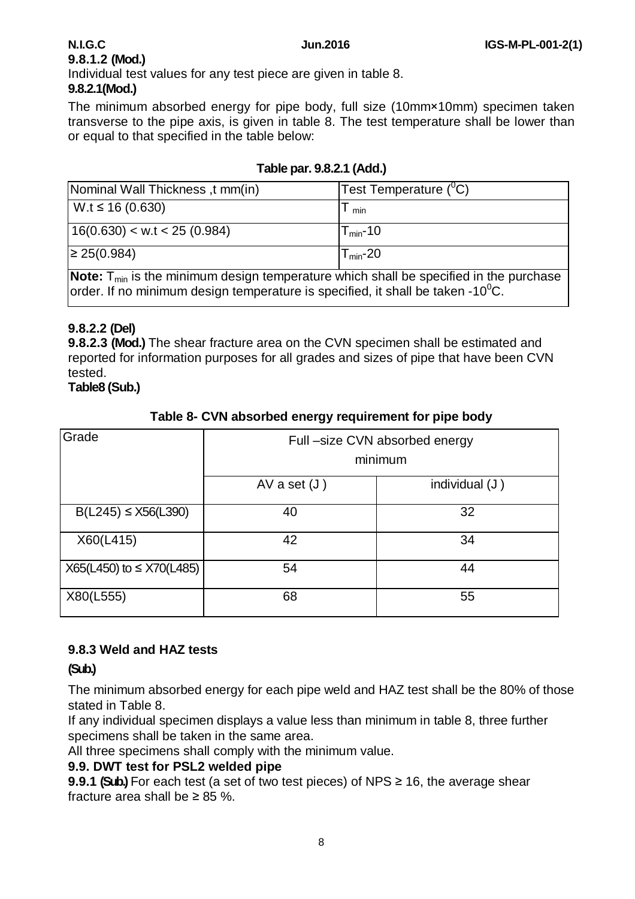**9.8.1.2 (Mod.)**

Individual test values for any test piece are given in table 8.

**9.8.2.1(Mod.)**

The minimum absorbed energy for pipe body, full size (10mm×10mm) specimen taken transverse to the pipe axis, is given in table 8. The test temperature shall be lower than or equal to that specified in the table below:

**Table par. 9.8.2.1 (Add.)**

| Nominal Wall Thickness ,t mm(in) | Test Temperature ($^0$C) |
|---|---|
| W.t ≤ 16 (0.630) | $T_{min}$ |
| 16(0.630) < w.t < 25 (0.984) | $T_{min}$-10 |
| ≥ 25(0.984) | $T_{min}$-20 |
| **Note:** $T_{min}$ is the minimum design temperature which shall be specified in the purchase order. If no minimum design temperature is specified, it shall be taken -10$^0$C. | |

**9.8.2.2 (Del)**

**9.8.2.3 (Mod.)** The shear fracture area on the CVN specimen shall be estimated and reported for information purposes for all grades and sizes of pipe that have been CVN tested.

**Table8 (Sub.)**

**Table 8- CVN absorbed energy requirement for pipe body**

| Grade | Full –size CVN absorbed energy minimum | |
|---|---|---|
| | AV a set (J ) | individual (J ) |
| B(L245) ≤ X56(L390) | 40 | 32 |
| X60(L415) | 42 | 34 |
| X65(L450) to ≤ X70(L485) | 54 | 44 |
| X80(L555) | 68 | 55 |

**9.8.3 Weld and HAZ tests**

**(Sub.)**

The minimum absorbed energy for each pipe weld and HAZ test shall be the 80% of those stated in Table 8.

If any individual specimen displays a value less than minimum in table 8, three further specimens shall be taken in the same area.

All three specimens shall comply with the minimum value.

**9.9. DWT test for PSL2 welded pipe**

**9.9.1 (Sub.)** For each test (a set of two test pieces) of NPS ≥ 16, the average shear fracture area shall be ≥ 85 %.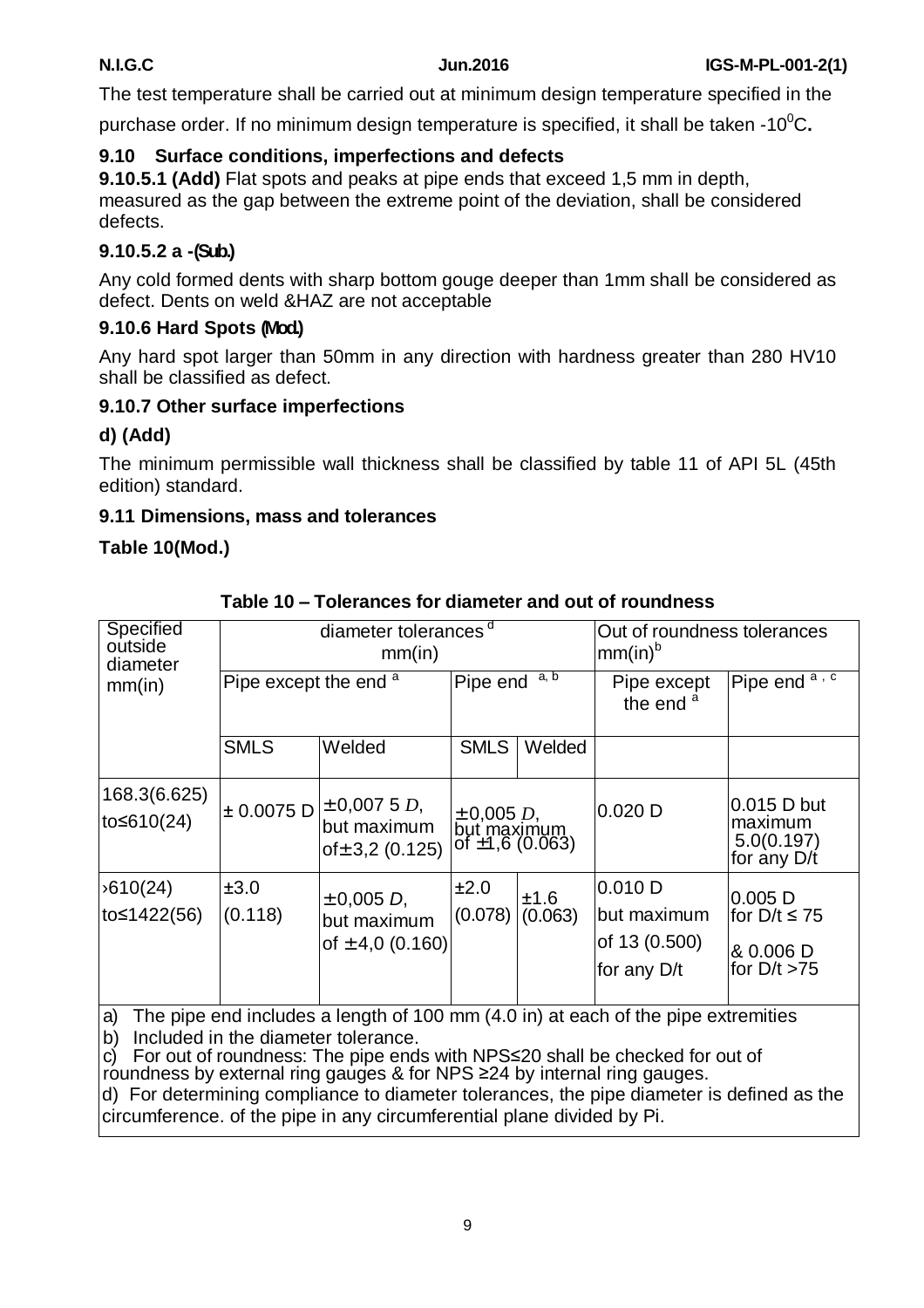The test temperature shall be carried out at minimum design temperature specified in the purchase order. If no minimum design temperature is specified, it shall be taken -10$^{0}$C**.**

### 9.10 Surface conditions, imperfections and defects

**9.10.5.1 (Add)** Flat spots and peaks at pipe ends that exceed 1,5 mm in depth, measured as the gap between the extreme point of the deviation, shall be considered defects.

### 9.10.5.2 a -(Sub.)

Any cold formed dents with sharp bottom gouge deeper than 1mm shall be considered as defect. Dents on weld &HAZ are not acceptable

### 9.10.6 Hard Spots (Mod.)

Any hard spot larger than 50mm in any direction with hardness greater than 280 HV10 shall be classified as defect.

### 9.10.7 Other surface imperfections

### d) (Add)

The minimum permissible wall thickness shall be classified by table 11 of API 5L (45th edition) standard.

### 9.11 Dimensions, mass and tolerances

**Table 10(Mod.)**

**Table 10 – Tolerances for diameter and out of roundness**

| Specified outside diameter mm(in) | diameter tolerances [d] mm(in) | | | | Out of roundness tolerances mm(in)[b] | |
|---|---|---|---|---|---|---|
| | Pipe except the end [a] | | Pipe end [a, b] | | Pipe except the end [a] | Pipe end [a, c] |
| | SMLS | Welded | SMLS | Welded | | |
| 168.3(6.625) to≤610(24) | ± 0.0075 D | ±0,007 5 $D$, but maximum of±3,2 (0.125) | ±0,005 $D$, but maximum of ±1,6 (0.063) | | 0.020 D | 0.015 D but maximum 5.0(0.197) for any D/t |
| ›610(24) to≤1422(56) | ±3.0 (0.118) | ±0,005 $D$, but maximum of ±4,0 (0.160) | ±2.0 (0.078) | ±1.6 (0.063) | 0.010 D but maximum of 13 (0.500) for any D/t | 0.005 D for D/t ≤ 75 & 0.006 D for D/t >75 |

a) The pipe end includes a length of 100 mm (4.0 in) at each of the pipe extremities
b) Included in the diameter tolerance.
c) For out of roundness: The pipe ends with NPS≤20 shall be checked for out of roundness by external ring gauges & for NPS ≥24 by internal ring gauges.
d) For determining compliance to diameter tolerances, the pipe diameter is defined as the circumference. of the pipe in any circumferential plane divided by Pi.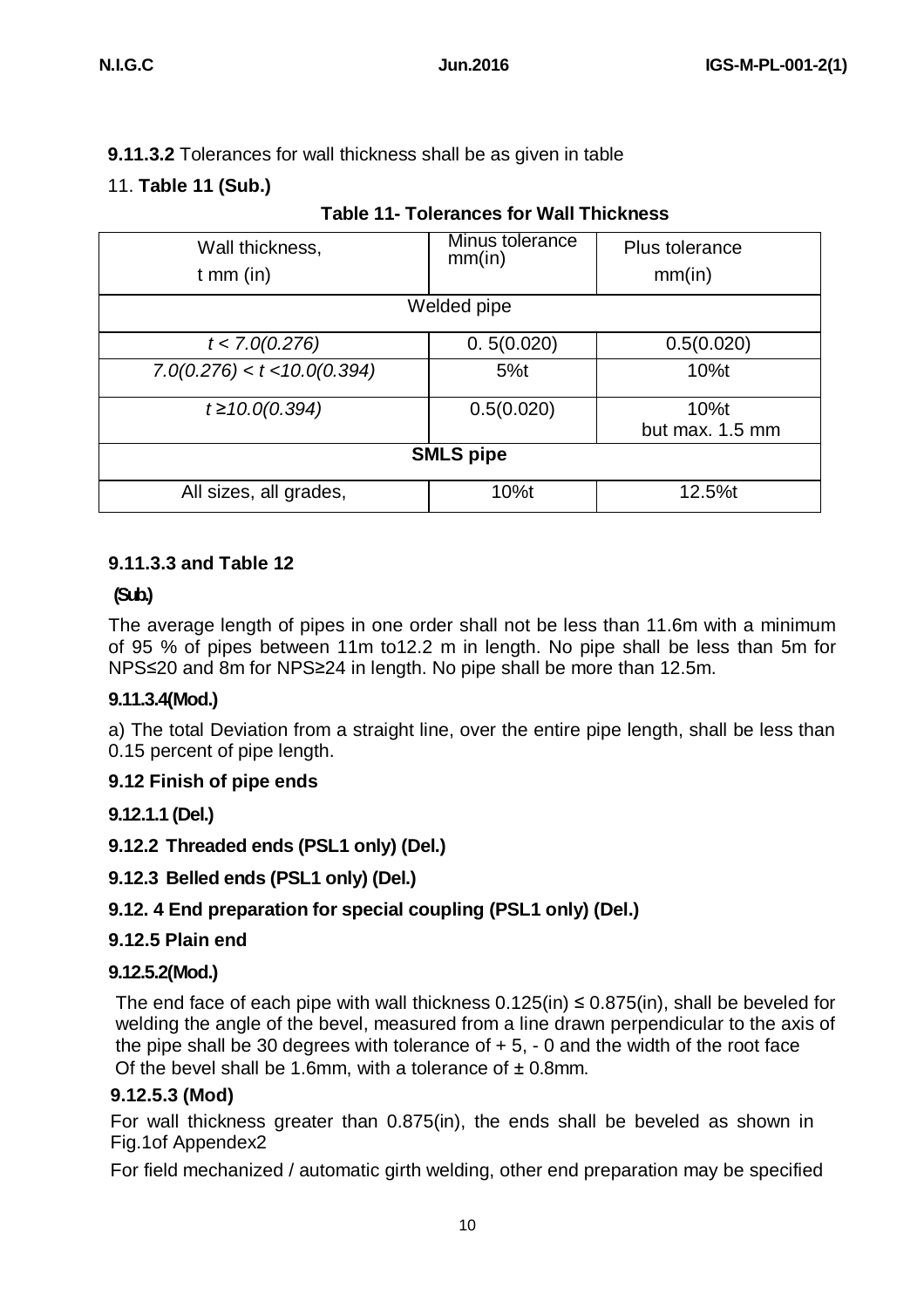**9.11.3.2** Tolerances for wall thickness shall be as given in table

11. **Table 11 (Sub.)**

**Table 11- Tolerances for Wall Thickness**

| Wall thickness, t mm (in) | Minus tolerance mm(in) | Plus tolerance mm(in) |
|---|---|---|
| Welded pipe | | |
| *t < 7.0(0.276)* | 0. 5(0.020) | 0.5(0.020) |
| *7.0(0.276) < t <10.0(0.394)* | 5%t | 10%t |
| *t ≥10.0(0.394)* | 0.5(0.020) | 10%t but max. 1.5 mm |
| **SMLS pipe** | | |
| All sizes, all grades, | 10%t | 12.5%t |

**9.11.3.3 and Table 12**

**(Sub.)**

The average length of pipes in one order shall not be less than 11.6m with a minimum of 95 % of pipes between 11m to12.2 m in length. No pipe shall be less than 5m for NPS≤20 and 8m for NPS≥24 in length. No pipe shall be more than 12.5m.

**9.11.3.4(Mod.)**

a) The total Deviation from a straight line, over the entire pipe length, shall be less than 0.15 percent of pipe length.

**9.12 Finish of pipe ends**

**9.12.1.1 (Del.)**

**9.12.2 Threaded ends (PSL1 only) (Del.)**

**9.12.3 Belled ends (PSL1 only) (Del.)**

**9.12. 4 End preparation for special coupling (PSL1 only) (Del.)**

**9.12.5 Plain end**

**9.12.5.2(Mod.)**

The end face of each pipe with wall thickness 0.125(in) ≤ 0.875(in), shall be beveled for welding the angle of the bevel, measured from a line drawn perpendicular to the axis of the pipe shall be 30 degrees with tolerance of + 5, - 0 and the width of the root face Of the bevel shall be 1.6mm, with a tolerance of ± 0.8mm.

**9.12.5.3 (Mod)**

For wall thickness greater than 0.875(in), the ends shall be beveled as shown in Fig.1of Appendex2

For field mechanized / automatic girth welding, other end preparation may be specified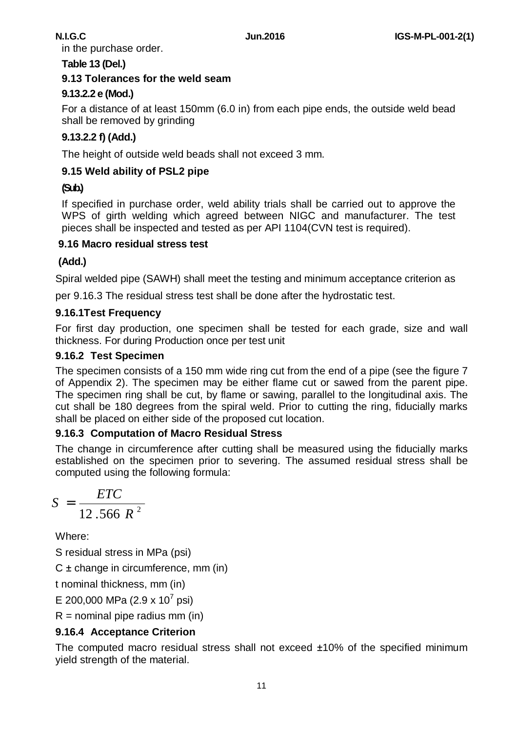in the purchase order.

**Table 13 (Del.)**

### 9.13 Tolerances for the weld seam

**9.13.2.2 e (Mod.)**

For a distance of at least 150mm (6.0 in) from each pipe ends, the outside weld bead shall be removed by grinding

**9.13.2.2 f) (Add.)**

The height of outside weld beads shall not exceed 3 mm.

### 9.15 Weld ability of PSL2 pipe

**(Sub.)**

If specified in purchase order, weld ability trials shall be carried out to approve the WPS of girth welding which agreed between NIGC and manufacturer. The test pieces shall be inspected and tested as per API 1104(CVN test is required).

### 9.16 Macro residual stress test

**(Add.)**

Spiral welded pipe (SAWH) shall meet the testing and minimum acceptance criterion as

per 9.16.3 The residual stress test shall be done after the hydrostatic test.

#### 9.16.1Test Frequency

For first day production, one specimen shall be tested for each grade, size and wall thickness. For during Production once per test unit

#### 9.16.2 Test Specimen

The specimen consists of a 150 mm wide ring cut from the end of a pipe (see the figure 7 of Appendix 2). The specimen may be either flame cut or sawed from the parent pipe. The specimen ring shall be cut, by flame or sawing, parallel to the longitudinal axis. The cut shall be 180 degrees from the spiral weld. Prior to cutting the ring, fiducially marks shall be placed on either side of the proposed cut location.

#### 9.16.3 Computation of Macro Residual Stress

The change in circumference after cutting shall be measured using the fiducially marks established on the specimen prior to severing. The assumed residual stress shall be computed using the following formula:

$$S = \frac{ETC}{12.566\ R^2}$$

Where:

S residual stress in MPa (psi)

C ± change in circumference, mm (in)

t nominal thickness, mm (in)

E 200,000 MPa (2.9 x $10^7$ psi)

R = nominal pipe radius mm (in)

#### 9.16.4 Acceptance Criterion

The computed macro residual stress shall not exceed ±10% of the specified minimum yield strength of the material.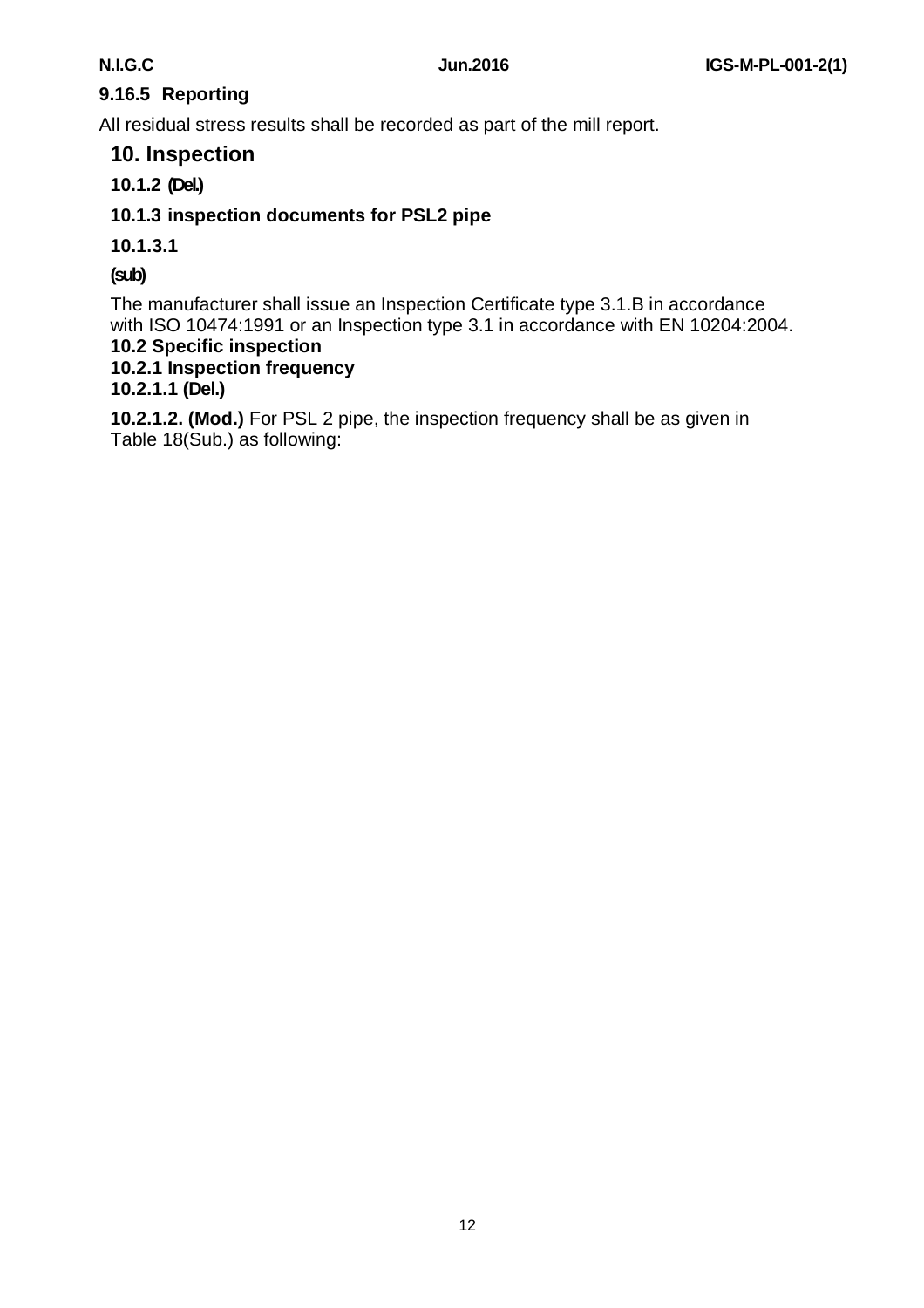#### 9.16.5 Reporting

All residual stress results shall be recorded as part of the mill report.

## 10. Inspection

**10.1.2 (Del.)**

**10.1.3 inspection documents for PSL2 pipe**

**10.1.3.1**

**(sub)**

The manufacturer shall issue an Inspection Certificate type 3.1.B in accordance with ISO 10474:1991 or an Inspection type 3.1 in accordance with EN 10204:2004.

**10.2 Specific inspection**

**10.2.1 Inspection frequency**

**10.2.1.1 (Del.)**

**10.2.1.2. (Mod.)** For PSL 2 pipe, the inspection frequency shall be as given in Table 18(Sub.) as following: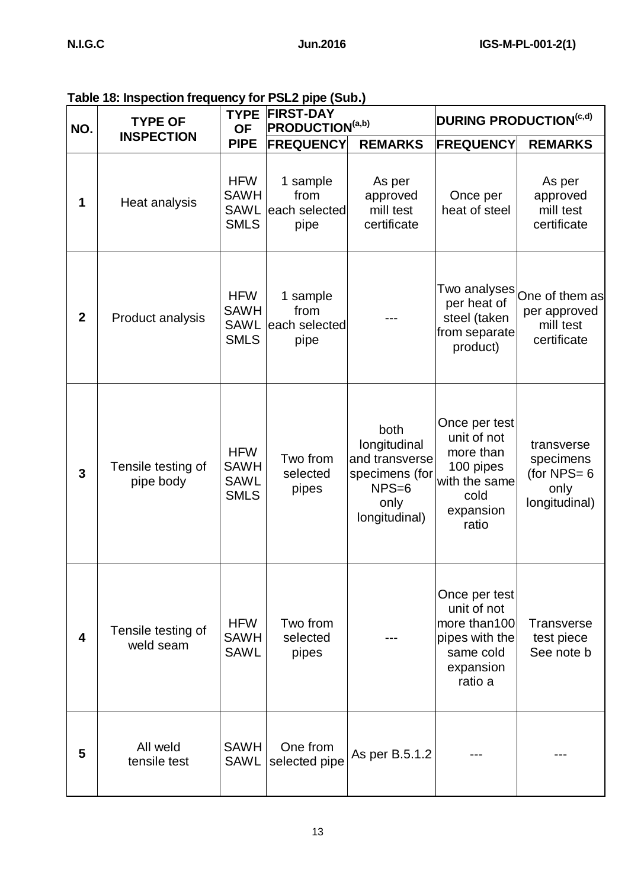**Table 18: Inspection frequency for PSL2 pipe (Sub.)**

| NO. | TYPE OF INSPECTION | TYPE OF PIPE | FIRST-DAY PRODUCTION[(a,b)] | | DURING PRODUCTION[(c,d)] | |
|---|---|---|---|---|---|---|
| | | | FREQUENCY | REMARKS | FREQUENCY | REMARKS |
| 1 | Heat analysis | HFW SAWH SAWL SMLS | 1 sample from each selected pipe | As per approved mill test certificate | Once per heat of steel | As per approved mill test certificate |
| 2 | Product analysis | HFW SAWH SAWL SMLS | 1 sample from each selected pipe | --- | Two analyses per heat of steel (taken from separate product) | One of them as per approved mill test certificate |
| 3 | Tensile testing of pipe body | HFW SAWH SAWL SMLS | Two from selected pipes | both longitudinal and transverse specimens (for NPS=6 only longitudinal) | Once per test unit of not more than 100 pipes with the same cold expansion ratio | transverse specimens (for NPS= 6 only longitudinal) |
| 4 | Tensile testing of weld seam | HFW SAWH SAWL | Two from selected pipes | --- | Once per test unit of not more than100 pipes with the same cold expansion ratio a | Transverse test piece See note b |
| 5 | All weld tensile test | SAWH SAWL | One from selected pipe | As per B.5.1.2 | --- | --- |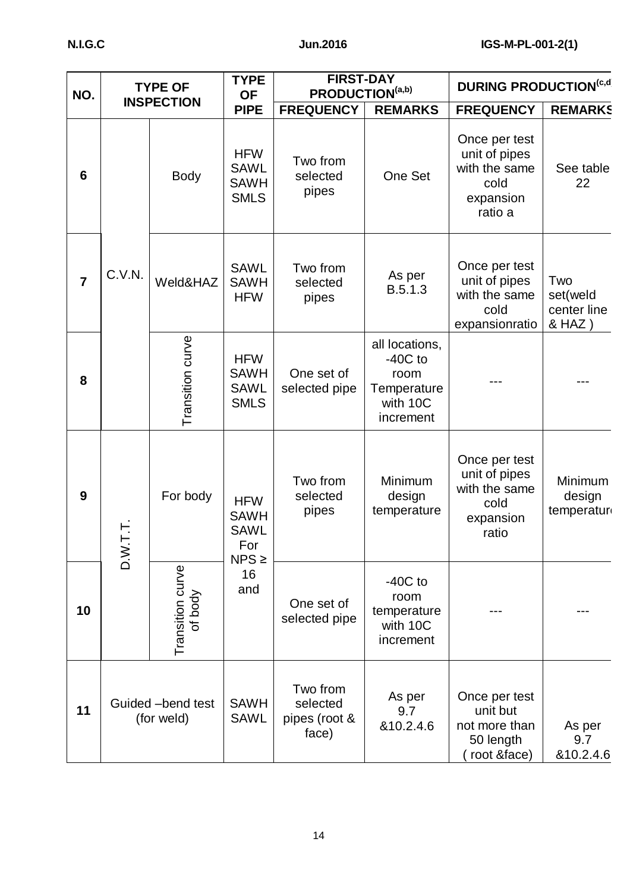| NO. | TYPE OF INSPECTION | | TYPE OF PIPE | FIRST-DAY PRODUCTION[(a,b)] | | DURING PRODUCTION[(c,d)] | |
|---|---|---|---|---|---|---|---|
| | | | | FREQUENCY | REMARKS | FREQUENCY | REMARKS |
| 6 | C.V.N. | Body | HFW SAWL SAWH SMLS | Two from selected pipes | One Set | Once per test unit of pipes with the same cold expansion ratio a | See table 22 |
| 7 | | Weld&HAZ | SAWL SAWH HFW | Two from selected pipes | As per B.5.1.3 | Once per test unit of pipes with the same cold expansionratio | Two set(weld center line & HAZ ) |
| 8 | | Transition curve | HFW SAWH SAWL SMLS | One set of selected pipe | all locations, -40C to room Temperature with 10C increment | --- | --- |
| 9 | D.W.T.T. | For body | HFW SAWH SAWL For NPS ≥ 16 and | Two from selected pipes | Minimum design temperature | Once per test unit of pipes with the same cold expansion ratio | Minimum design temperature |
| 10 | | Transition curve of body | | One set of selected pipe | -40C to room temperature with 10C increment | --- | --- |
| 11 | Guided –bend test (for weld) | | SAWH SAWL | Two from selected pipes (root & face) | As per 9.7 &10.2.4.6 | Once per test unit but not more than 50 length ( root &face) | As per 9.7 &10.2.4.6 |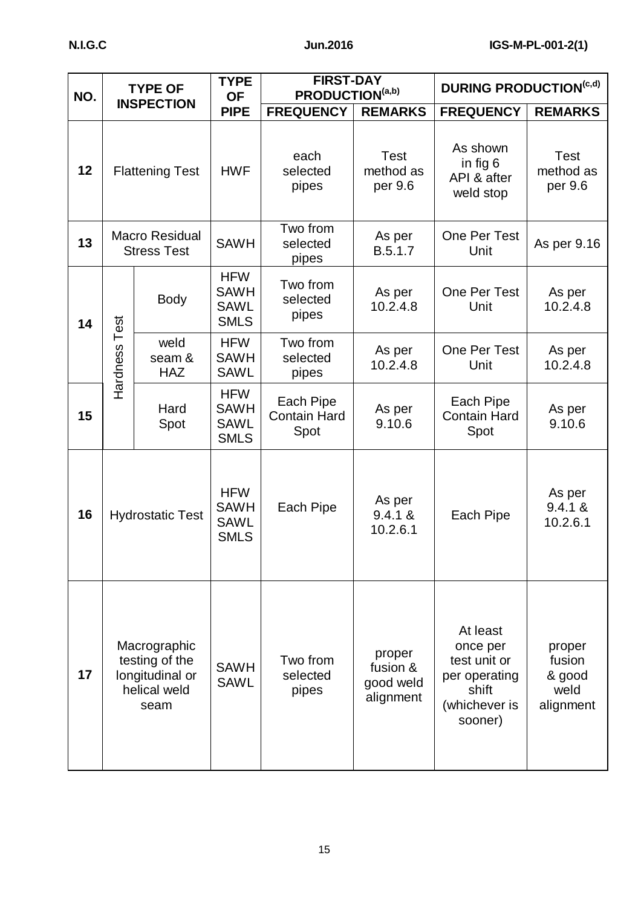| NO. | TYPE OF INSPECTION | | TYPE OF PIPE | FIRST-DAY PRODUCTION(a,b) | | DURING PRODUCTION(c,d) | |
|---|---|---|---|---|---|---|---|
| | | | | FREQUENCY | REMARKS | FREQUENCY | REMARKS |
| 12 | Flattening Test | | HWF | each selected pipes | Test method as per 9.6 | As shown in fig 6 API & after weld stop | Test method as per 9.6 |
| 13 | Macro Residual Stress Test | | SAWH | Two from selected pipes | As per B.5.1.7 | One Per Test Unit | As per 9.16 |
| 14 | Hardness Test | Body | HFW SAWH SAWL SMLS | Two from selected pipes | As per 10.2.4.8 | One Per Test Unit | As per 10.2.4.8 |
| | | weld seam & HAZ | HFW SAWH SAWL | Two from selected pipes | As per 10.2.4.8 | One Per Test Unit | As per 10.2.4.8 |
| 15 | | Hard Spot | HFW SAWH SAWL SMLS | Each Pipe Contain Hard Spot | As per 9.10.6 | Each Pipe Contain Hard Spot | As per 9.10.6 |
| 16 | Hydrostatic Test | | HFW SAWH SAWL SMLS | Each Pipe | As per 9.4.1 & 10.2.6.1 | Each Pipe | As per 9.4.1 & 10.2.6.1 |
| 17 | Macrographic testing of the longitudinal or helical weld seam | | SAWH SAWL | Two from selected pipes | proper fusion & good weld alignment | At least once per test unit or per operating shift (whichever is sooner) | proper fusion & good weld alignment |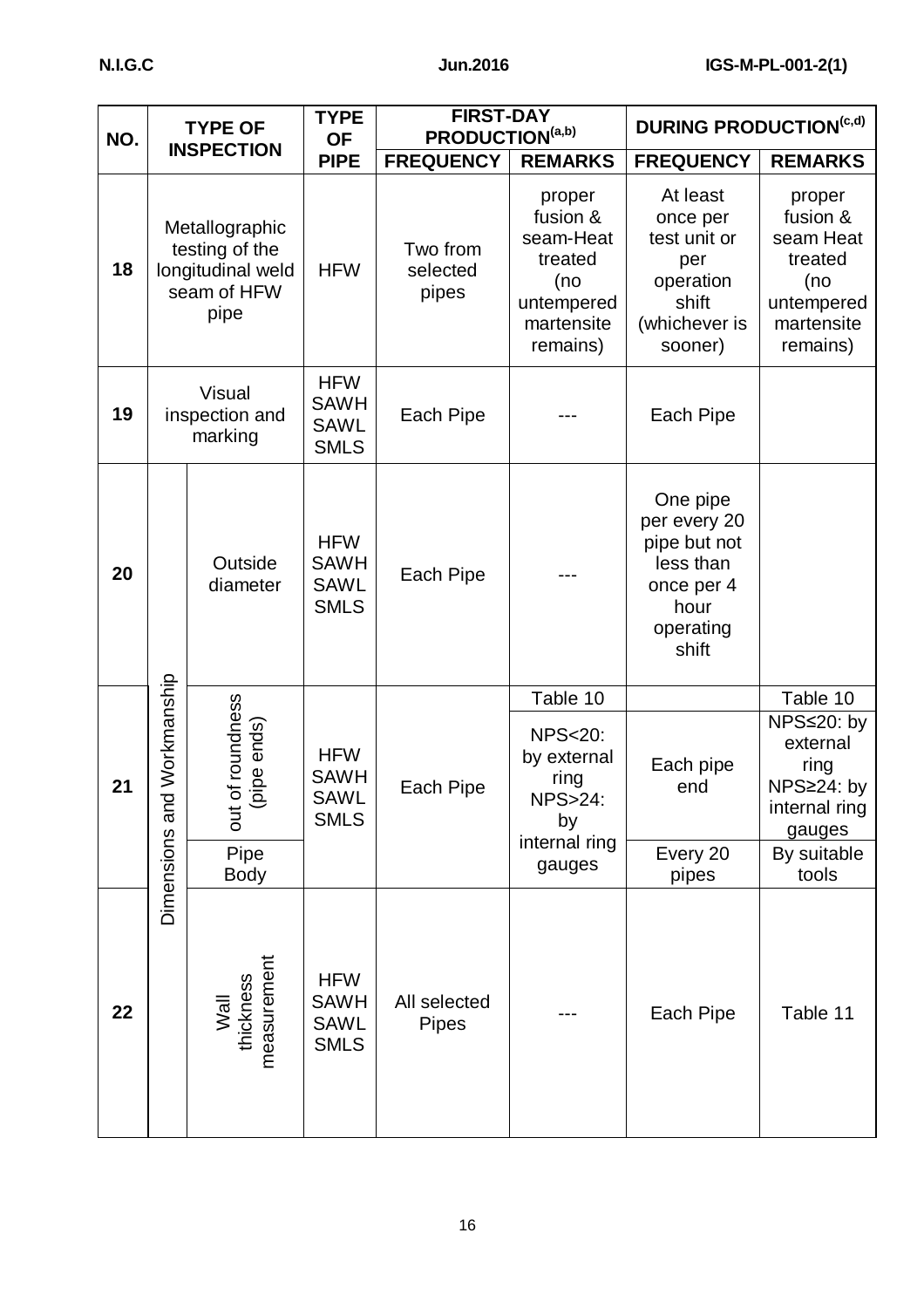| NO. | TYPE OF INSPECTION | | TYPE OF PIPE | FIRST-DAY PRODUCTION(a,b) | | DURING PRODUCTION(c,d) | |
|---|---|---|---|---|---|---|---|
| | | | | FREQUENCY | REMARKS | FREQUENCY | REMARKS |
| 18 | Metallographic testing of the longitudinal weld seam of HFW pipe | | HFW | Two from selected pipes | proper fusion & seam-Heat treated (no untempered martensite remains) | At least once per test unit or per operation shift (whichever is sooner) | proper fusion & seam Heat treated (no untempered martensite remains) |
| 19 | Visual inspection and marking | | HFW SAWH SAWL SMLS | Each Pipe | --- | Each Pipe | |
| 20 | Dimensions and Workmanship | Outside diameter | HFW SAWH SAWL SMLS | Each Pipe | --- | One pipe per every 20 pipe but not less than once per 4 hour operating shift | |
| 21 | Dimensions and Workmanship | out of roundness (pipe ends) | HFW SAWH SAWL SMLS | Each Pipe | Table 10<br>NPS<20: by external ring NPS>24: by internal ring gauges | Each pipe end | Table 10<br>NPS≤20: by external ring NPS≥24: by internal ring gauges |
| | Dimensions and Workmanship | Pipe Body | | | | Every 20 pipes | By suitable tools |
| 22 | Dimensions and Workmanship | Wall thickness measurement | HFW SAWH SAWL SMLS | All selected Pipes | --- | Each Pipe | Table 11 |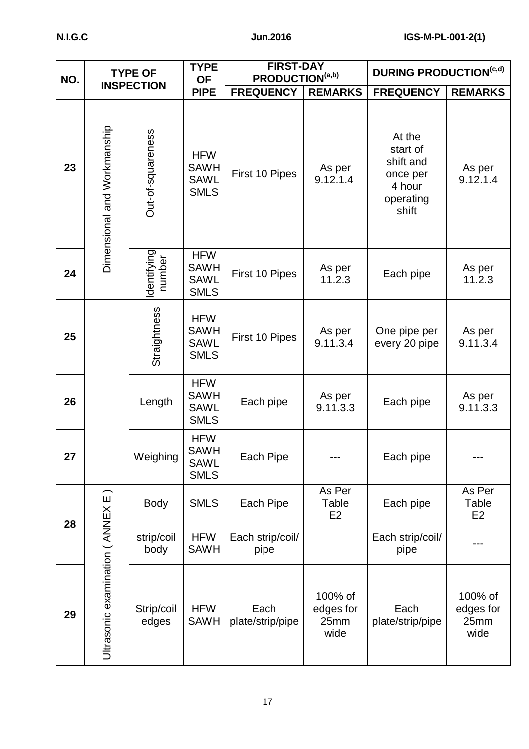| NO. | TYPE OF INSPECTION | | TYPE OF PIPE | FIRST-DAY PRODUCTION(a,b) | | DURING PRODUCTION(c,d) | |
|---|---|---|---|---|---|---|---|
| | | | | FREQUENCY | REMARKS | FREQUENCY | REMARKS |
| 23 | Dimensional and Workmanship | Out-of-squareness | HFW SAWH SAWL SMLS | First 10 Pipes | As per 9.12.1.4 | At the start of shift and once per 4 hour operating shift | As per 9.12.1.4 |
| 24 | | Identifying number | HFW SAWH SAWL SMLS | First 10 Pipes | As per 11.2.3 | Each pipe | As per 11.2.3 |
| 25 | | Straightness | HFW SAWH SAWL SMLS | First 10 Pipes | As per 9.11.3.4 | One pipe per every 20 pipe | As per 9.11.3.4 |
| 26 | | Length | HFW SAWH SAWL SMLS | Each pipe | As per 9.11.3.3 | Each pipe | As per 9.11.3.3 |
| 27 | | Weighing | HFW SAWH SAWL SMLS | Each Pipe | --- | Each pipe | --- |
| 28 | Ultrasonic examination ( ANNEX E ) | Body | SMLS | Each Pipe | As Per Table E2 | Each pipe | As Per Table E2 |
| | | strip/coil body | HFW SAWH | Each strip/coil/ pipe | | Each strip/coil/ pipe | --- |
| 29 | | Strip/coil edges | HFW SAWH | Each plate/strip/pipe | 100% of edges for 25mm wide | Each plate/strip/pipe | 100% of edges for 25mm wide |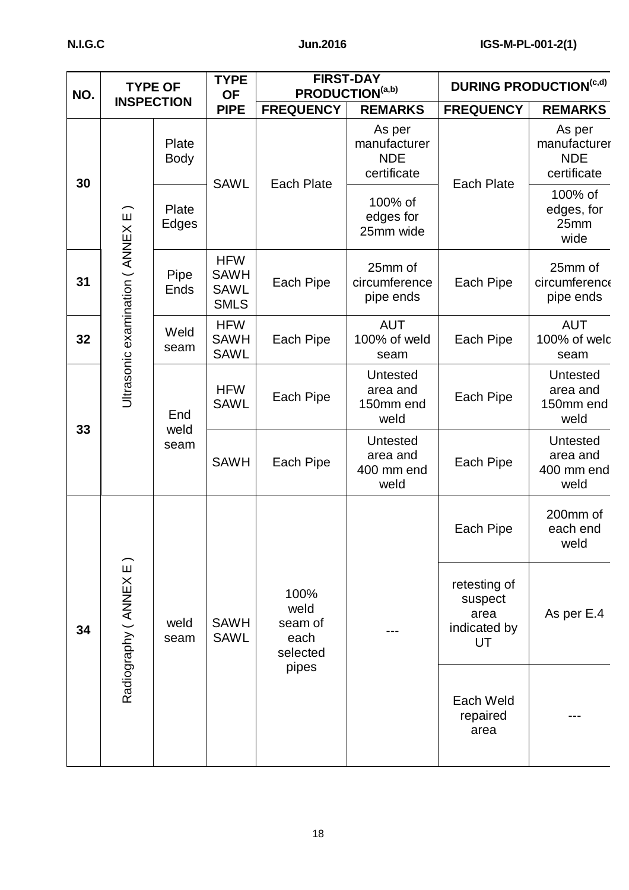| NO. | TYPE OF INSPECTION | | TYPE OF PIPE | FIRST-DAY PRODUCTION[(a,b)] | | DURING PRODUCTION[(c,d)] | |
|---|---|---|---|---|---|---|---|
| | | | | FREQUENCY | REMARKS | FREQUENCY | REMARKS |
| 30 | Ultrasonic examination ( ANNEX E ) | Plate Body | SAWL | Each Plate | As per manufacturer NDE certificate | Each Plate | As per manufacturer NDE certificate |
| | | Plate Edges | | | 100% of edges for 25mm wide | | 100% of edges, for 25mm wide |
| 31 | | Pipe Ends | HFW SAWH SAWL SMLS | Each Pipe | 25mm of circumference pipe ends | Each Pipe | 25mm of circumference pipe ends |
| 32 | | Weld seam | HFW SAWH SAWL | Each Pipe | AUT 100% of weld seam | Each Pipe | AUT 100% of weld seam |
| 33 | | End weld seam | HFW SAWL | Each Pipe | Untested area and 150mm end weld | Each Pipe | Untested area and 150mm end weld |
| | | | SAWH | Each Pipe | Untested area and 400 mm end weld | Each Pipe | Untested area and 400 mm end weld |
| 34 | Radiography ( ANNEX E ) | weld seam | SAWH SAWL | 100% weld seam of each selected pipes | --- | Each Pipe | 200mm of each end weld |
| | | | | | | retesting of suspect area indicated by UT | As per E.4 |
| | | | | | | Each Weld repaired area | --- |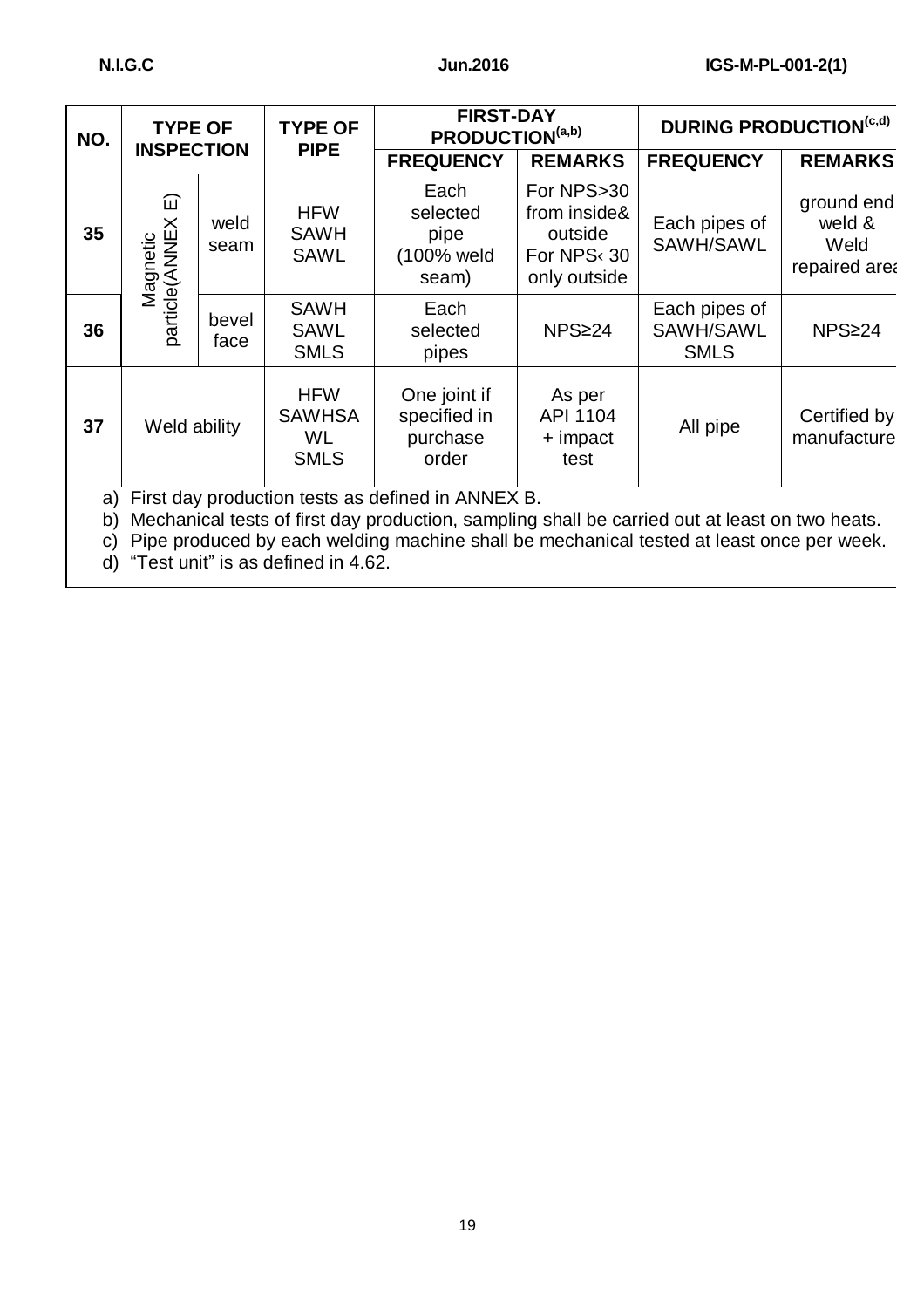| NO. | TYPE OF INSPECTION | | TYPE OF PIPE | FIRST-DAY PRODUCTION(a,b) | | DURING PRODUCTION(c,d) | |
|---|---|---|---|---|---|---|---|
| | | | | FREQUENCY | REMARKS | FREQUENCY | REMARKS |
| 35 | Magnetic particle(ANNEX E) | weld seam | HFW SAWH SAWL | Each selected pipe (100% weld seam) | For NPS>30 from inside& outside For NPS‹ 30 only outside | Each pipes of SAWH/SAWL | ground end weld & Weld repaired area |
| 36 | | bevel face | SAWH SAWL SMLS | Each selected pipes | NPS≥24 | Each pipes of SAWH/SAWL SMLS | NPS≥24 |
| 37 | Weld ability | | HFW SAWHSAWL SMLS | One joint if specified in purchase order | As per API 1104 + impact test | All pipe | Certified by manufacture |

a) First day production tests as defined in ANNEX B.

b) Mechanical tests of first day production, sampling shall be carried out at least on two heats.

c) Pipe produced by each welding machine shall be mechanical tested at least once per week.

d) "Test unit" is as defined in 4.62.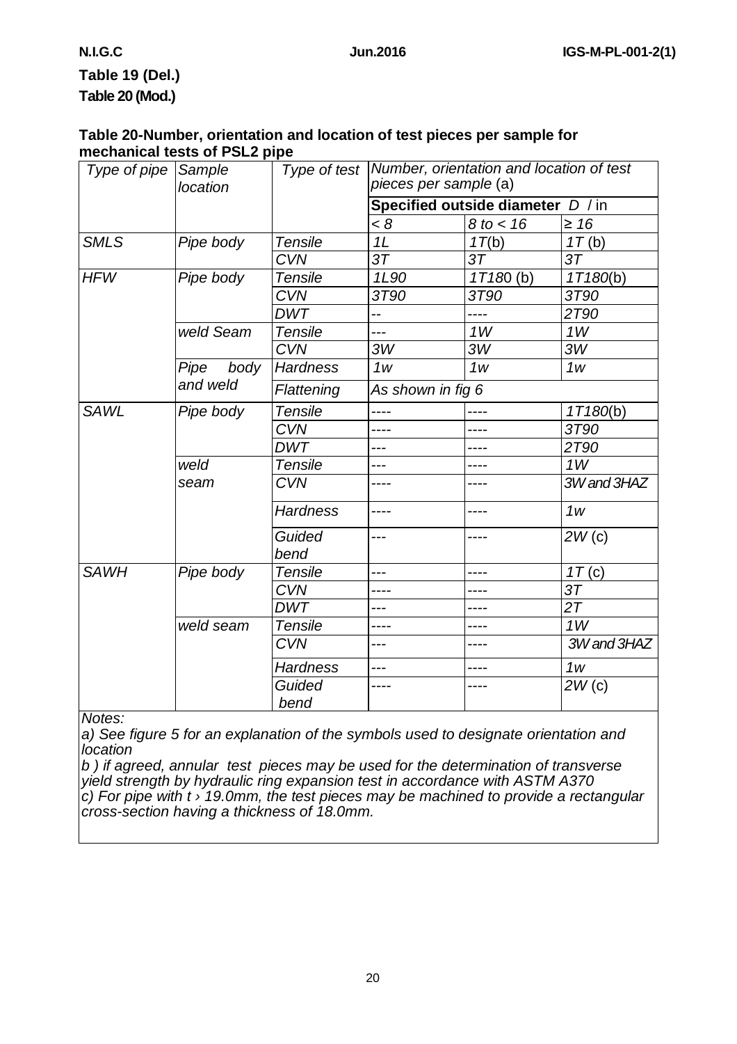**Table 19 (Del.)**

**Table 20 (Mod.)**

**Table 20-Number, orientation and location of test pieces per sample for mechanical tests of PSL2 pipe**

| *Type of pipe* | *Sample location* | *Type of test* | *Number, orientation and location of test pieces per sample* (a) | | |
|---|---|---|---|---|---|
| | | | **Specified outside diameter** *D* / in | | |
| | | | *< 8* | *8 to < 16* | *≥ 16* |
| *SMLS* | *Pipe body* | *Tensile* | *1L* | *1T*(b) | *1T* (b) |
| | | *CVN* | *3T* | *3T* | *3T* |
| *HFW* | *Pipe body* | *Tensile* | *1L90* | *1T180* (b) | *1T180*(b) |
| | | *CVN* | *3T90* | *3T90* | *3T90* |
| | | *DWT* | *--* | *----* | *2T90* |
| | *weld Seam* | *Tensile* | *---* | *1W* | *1W* |
| | | *CVN* | *3W* | *3W* | *3W* |
| | *Pipe body and weld* | *Hardness* | *1w* | *1w* | *1w* |
| | | *Flattening* | *As shown in fig 6* | | |
| *SAWL* | *Pipe body* | *Tensile* | *----* | *----* | *1T180*(b) |
| | | *CVN* | *----* | *----* | *3T90* |
| | | *DWT* | *---* | *----* | *2T90* |
| | *weld seam* | *Tensile* | *---* | *----* | *1W* |
| | | *CVN* | *----* | *----* | *3W and 3HAZ* |
| | | *Hardness* | *----* | *----* | *1w* |
| | | *Guided bend* | *---* | *----* | *2W* (c) |
| *SAWH* | *Pipe body* | *Tensile* | *---* | *----* | *1T* (c) |
| | | *CVN* | *----* | *----* | *3T* |
| | | *DWT* | *---* | *----* | *2T* |
| | *weld seam* | *Tensile* | *----* | *----* | *1W* |
| | | *CVN* | *---* | *----* | *3W and 3HAZ* |
| | | *Hardness* | *---* | *----* | *1w* |
| | | *Guided bend* | *----* | *----* | *2W* (c) |

*Notes:*

*a) See figure 5 for an explanation of the symbols used to designate orientation and location*

*b ) if agreed, annular test pieces may be used for the determination of transverse yield strength by hydraulic ring expansion test in accordance with ASTM A370*

*c) For pipe with t › 19.0mm, the test pieces may be machined to provide a rectangular cross-section having a thickness of 18.0mm.*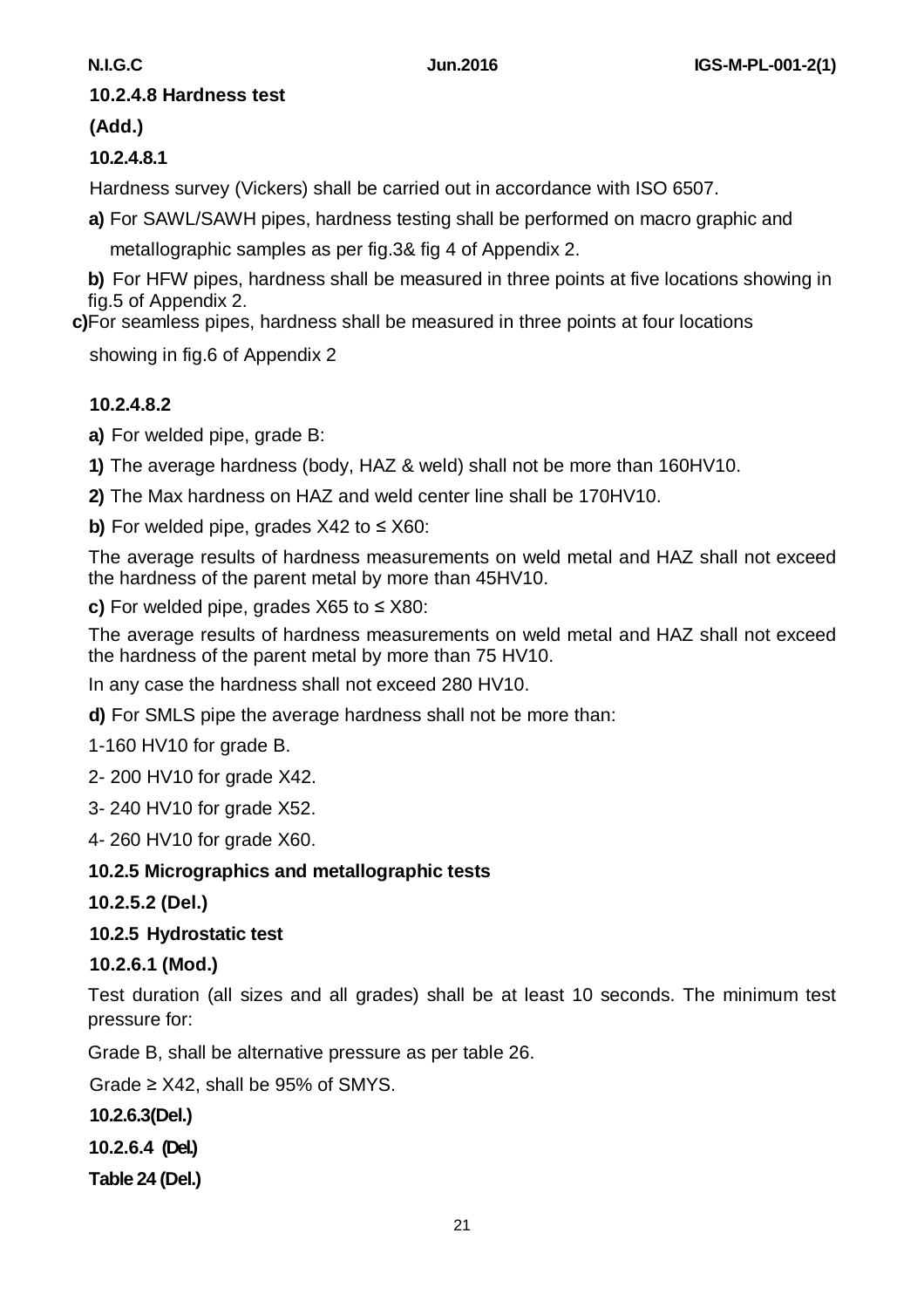#### 10.2.4.8 Hardness test

**(Add.)**

**10.2.4.8.1**

Hardness survey (Vickers) shall be carried out in accordance with ISO 6507.

**a)** For SAWL/SAWH pipes, hardness testing shall be performed on macro graphic and metallographic samples as per fig.3& fig 4 of Appendix 2.

**b)** For HFW pipes, hardness shall be measured in three points at five locations showing in fig.5 of Appendix 2.

**c)** For seamless pipes, hardness shall be measured in three points at four locations showing in fig.6 of Appendix 2

**10.2.4.8.2**

**a)** For welded pipe, grade B:

**1)** The average hardness (body, HAZ & weld) shall not be more than 160HV10.

**2)** The Max hardness on HAZ and weld center line shall be 170HV10.

**b)** For welded pipe, grades X42 to ≤ X60:

The average results of hardness measurements on weld metal and HAZ shall not exceed the hardness of the parent metal by more than 45HV10.

**c)** For welded pipe, grades X65 to ≤ X80:

The average results of hardness measurements on weld metal and HAZ shall not exceed the hardness of the parent metal by more than 75 HV10.

In any case the hardness shall not exceed 280 HV10.

**d)** For SMLS pipe the average hardness shall not be more than:

1-160 HV10 for grade B.

2- 200 HV10 for grade X42.

3- 240 HV10 for grade X52.

4- 260 HV10 for grade X60.

#### 10.2.5 Micrographics and metallographic tests

**10.2.5.2 (Del.)**

#### 10.2.5 Hydrostatic test

**10.2.6.1 (Mod.)**

Test duration (all sizes and all grades) shall be at least 10 seconds. The minimum test pressure for:

Grade B, shall be alternative pressure as per table 26.

Grade ≥ X42, shall be 95% of SMYS.

**10.2.6.3(Del.)**

**10.2.6.4 (Del.)**

**Table 24 (Del.)**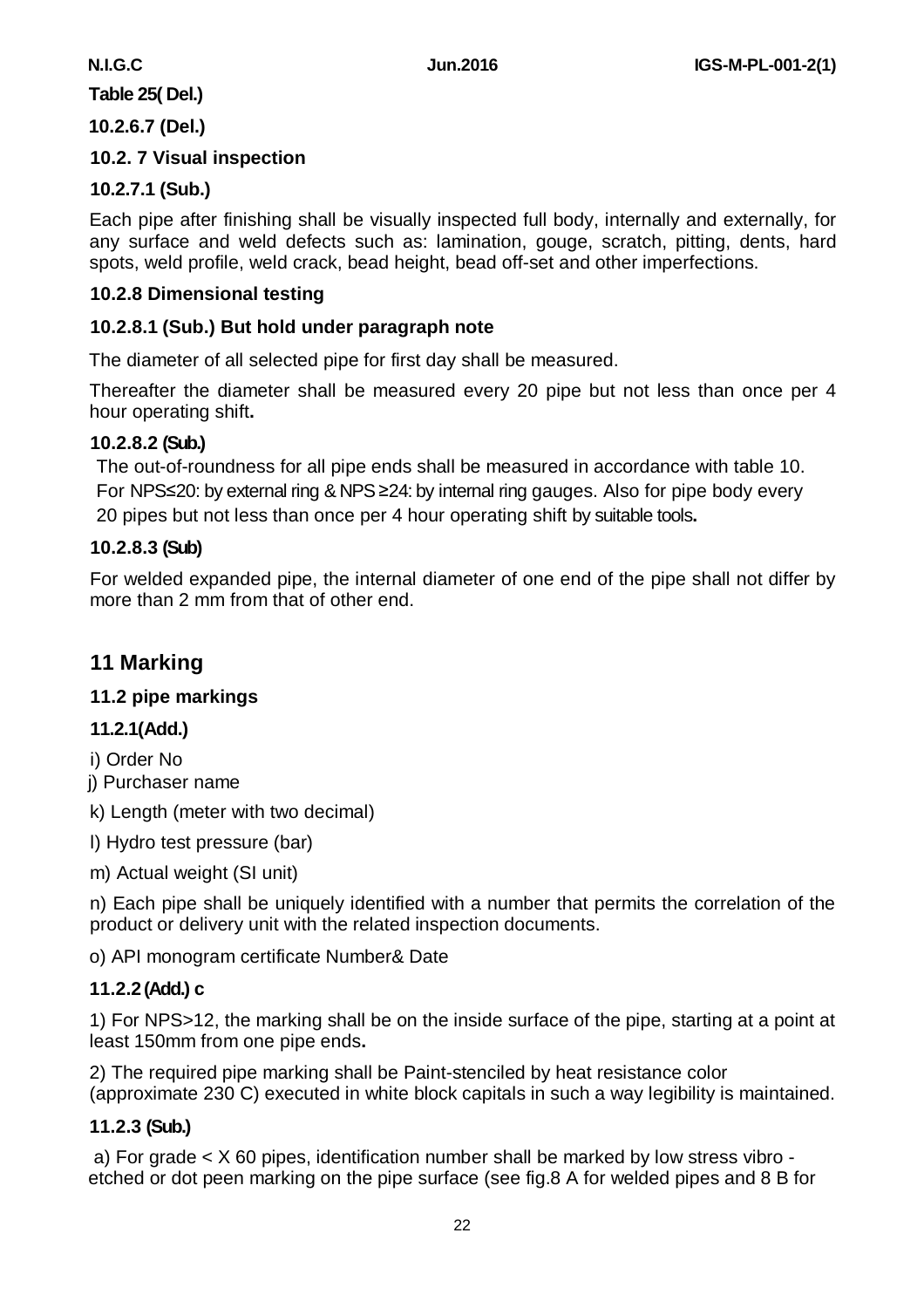**Table 25( Del.)**

**10.2.6.7 (Del.)**

**10.2. 7 Visual inspection**

**10.2.7.1 (Sub.)**

Each pipe after finishing shall be visually inspected full body, internally and externally, for any surface and weld defects such as: lamination, gouge, scratch, pitting, dents, hard spots, weld profile, weld crack, bead height, bead off-set and other imperfections.

**10.2.8 Dimensional testing**

**10.2.8.1 (Sub.) But hold under paragraph note**

The diameter of all selected pipe for first day shall be measured.

Thereafter the diameter shall be measured every 20 pipe but not less than once per 4 hour operating shift**.**

**10.2.8.2 (Sub.)**

The out-of-roundness for all pipe ends shall be measured in accordance with table 10. For NPS≤20: by external ring & NPS ≥24: by internal ring gauges. Also for pipe body every 20 pipes but not less than once per 4 hour operating shift by suitable tools**.**

**10.2.8.3 (Sub)**

For welded expanded pipe, the internal diameter of one end of the pipe shall not differ by more than 2 mm from that of other end.

## 11 Marking

**11.2 pipe markings**

**11.2.1(Add.)**

i) Order No

j) Purchaser name

k) Length (meter with two decimal)

l) Hydro test pressure (bar)

m) Actual weight (SI unit)

n) Each pipe shall be uniquely identified with a number that permits the correlation of the product or delivery unit with the related inspection documents.

o) API monogram certificate Number& Date

**11.2.2 (Add.) c**

1) For NPS>12, the marking shall be on the inside surface of the pipe, starting at a point at least 150mm from one pipe ends**.**

2) The required pipe marking shall be Paint-stenciled by heat resistance color (approximate 230 C) executed in white block capitals in such a way legibility is maintained.

**11.2.3 (Sub.)**

a) For grade < X 60 pipes, identification number shall be marked by low stress vibro - etched or dot peen marking on the pipe surface (see fig.8 A for welded pipes and 8 B for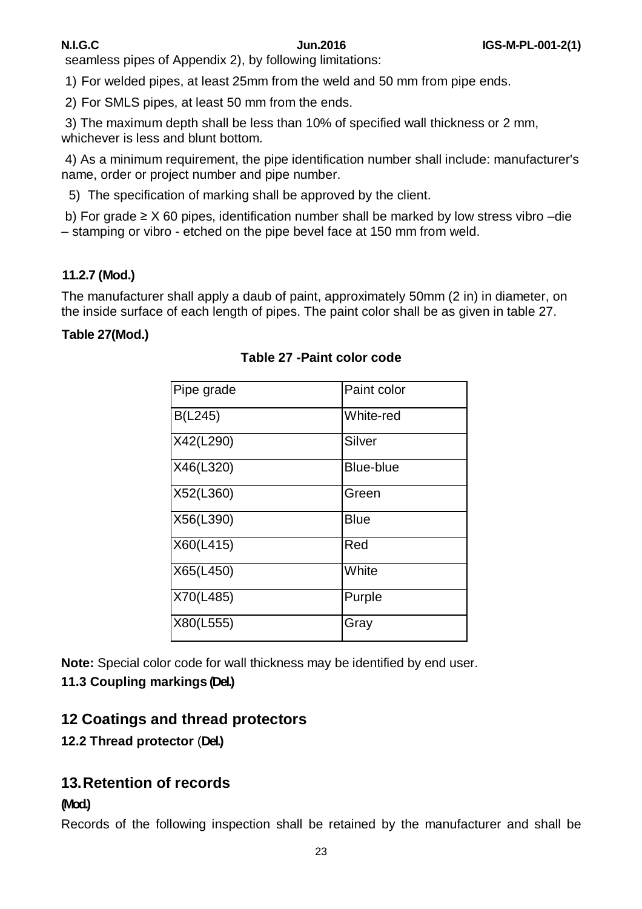seamless pipes of Appendix 2), by following limitations:

1) For welded pipes, at least 25mm from the weld and 50 mm from pipe ends.

2) For SMLS pipes, at least 50 mm from the ends.

3) The maximum depth shall be less than 10% of specified wall thickness or 2 mm, whichever is less and blunt bottom.

4) As a minimum requirement, the pipe identification number shall include: manufacturer's name, order or project number and pipe number.

5) The specification of marking shall be approved by the client.

b) For grade ≥ X 60 pipes, identification number shall be marked by low stress vibro –die – stamping or vibro - etched on the pipe bevel face at 150 mm from weld.

**11.2.7 (Mod.)**

The manufacturer shall apply a daub of paint, approximately 50mm (2 in) in diameter, on the inside surface of each length of pipes. The paint color shall be as given in table 27.

**Table 27(Mod.)**

**Table 27 -Paint color code**

| Pipe grade | Paint color |
|---|---|
| B(L245) | White-red |
| X42(L290) | Silver |
| X46(L320) | Blue-blue |
| X52(L360) | Green |
| X56(L390) | Blue |
| X60(L415) | Red |
| X65(L450) | White |
| X70(L485) | Purple |
| X80(L555) | Gray |

**Note:** Special color code for wall thickness may be identified by end user.

**11.3 Coupling markings (Del.)**

## 12 Coatings and thread protectors

**12.2 Thread protector (Del.)**

## 13. Retention of records

**(Mod.)**

Records of the following inspection shall be retained by the manufacturer and shall be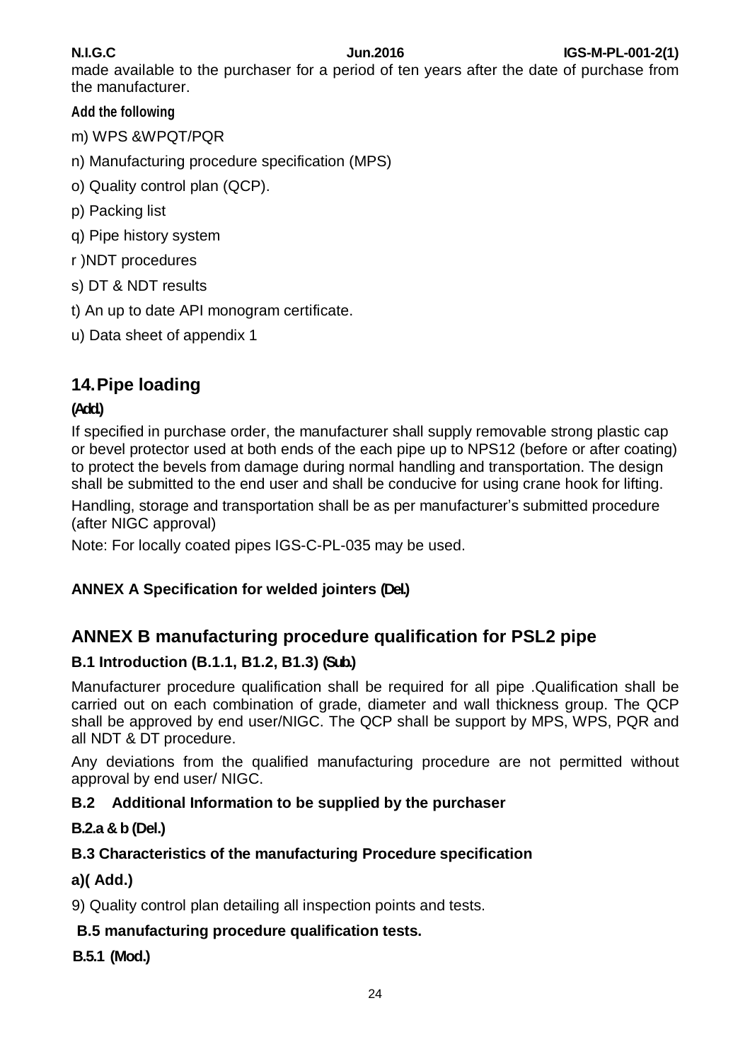made available to the purchaser for a period of ten years after the date of purchase from the manufacturer.

**Add the following**

m) WPS &WPQT/PQR

n) Manufacturing procedure specification (MPS)

o) Quality control plan (QCP).

p) Packing list

q) Pipe history system

r )NDT procedures

s) DT & NDT results

t) An up to date API monogram certificate.

u) Data sheet of appendix 1

## 14. Pipe loading

**(Add.)**

If specified in purchase order, the manufacturer shall supply removable strong plastic cap or bevel protector used at both ends of the each pipe up to NPS12 (before or after coating) to protect the bevels from damage during normal handling and transportation. The design shall be submitted to the end user and shall be conducive for using crane hook for lifting.

Handling, storage and transportation shall be as per manufacturer's submitted procedure (after NIGC approval)

Note: For locally coated pipes IGS-C-PL-035 may be used.

**ANNEX A Specification for welded jointers (Del.)**

## ANNEX B manufacturing procedure qualification for PSL2 pipe

### B.1 Introduction (B.1.1, B1.2, B1.3) (Sub.)

Manufacturer procedure qualification shall be required for all pipe .Qualification shall be carried out on each combination of grade, diameter and wall thickness group. The QCP shall be approved by end user/NIGC. The QCP shall be support by MPS, WPS, PQR and all NDT & DT procedure.

Any deviations from the qualified manufacturing procedure are not permitted without approval by end user/ NIGC.

### B.2 Additional Information to be supplied by the purchaser

**B.2.a & b (Del.)**

### B.3 Characteristics of the manufacturing Procedure specification

**a)( Add.)**

9) Quality control plan detailing all inspection points and tests.

### B.5 manufacturing procedure qualification tests.

**B.5.1 (Mod.)**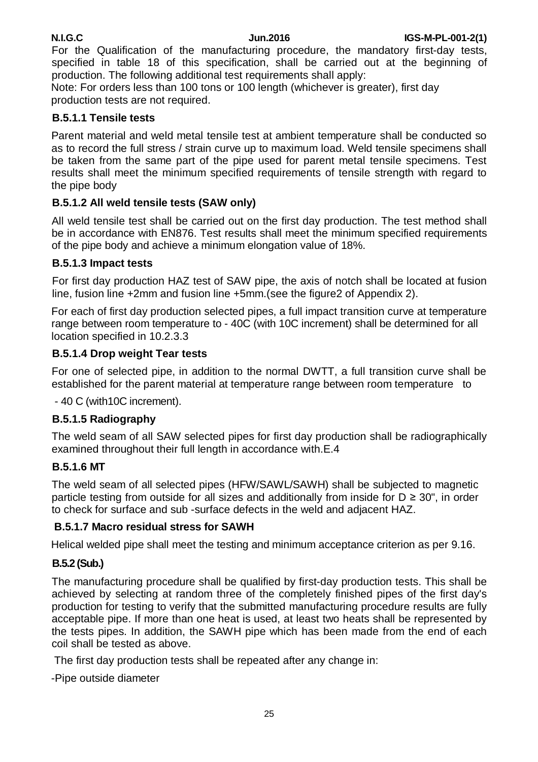For the Qualification of the manufacturing procedure, the mandatory first-day tests, specified in table 18 of this specification, shall be carried out at the beginning of production. The following additional test requirements shall apply:

Note: For orders less than 100 tons or 100 length (whichever is greater), first day production tests are not required.

### B.5.1.1 Tensile tests

Parent material and weld metal tensile test at ambient temperature shall be conducted so as to record the full stress / strain curve up to maximum load. Weld tensile specimens shall be taken from the same part of the pipe used for parent metal tensile specimens. Test results shall meet the minimum specified requirements of tensile strength with regard to the pipe body

### B.5.1.2 All weld tensile tests (SAW only)

All weld tensile test shall be carried out on the first day production. The test method shall be in accordance with EN876. Test results shall meet the minimum specified requirements of the pipe body and achieve a minimum elongation value of 18%.

### B.5.1.3 Impact tests

For first day production HAZ test of SAW pipe, the axis of notch shall be located at fusion line, fusion line +2mm and fusion line +5mm.(see the figure2 of Appendix 2).

For each of first day production selected pipes, a full impact transition curve at temperature range between room temperature to - 40C (with 10C increment) shall be determined for all location specified in 10.2.3.3

### B.5.1.4 Drop weight Tear tests

For one of selected pipe, in addition to the normal DWTT, a full transition curve shall be established for the parent material at temperature range between room temperature to

- 40 C (with10C increment).

### B.5.1.5 Radiography

The weld seam of all SAW selected pipes for first day production shall be radiographically examined throughout their full length in accordance with.E.4

### B.5.1.6 MT

The weld seam of all selected pipes (HFW/SAWL/SAWH) shall be subjected to magnetic particle testing from outside for all sizes and additionally from inside for D ≥ 30", in order to check for surface and sub -surface defects in the weld and adjacent HAZ.

### B.5.1.7 Macro residual stress for SAWH

Helical welded pipe shall meet the testing and minimum acceptance criterion as per 9.16.

### B.5.2 (Sub.)

The manufacturing procedure shall be qualified by first-day production tests. This shall be achieved by selecting at random three of the completely finished pipes of the first day's production for testing to verify that the submitted manufacturing procedure results are fully acceptable pipe. If more than one heat is used, at least two heats shall be represented by the tests pipes. In addition, the SAWH pipe which has been made from the end of each coil shall be tested as above.

The first day production tests shall be repeated after any change in:

-Pipe outside diameter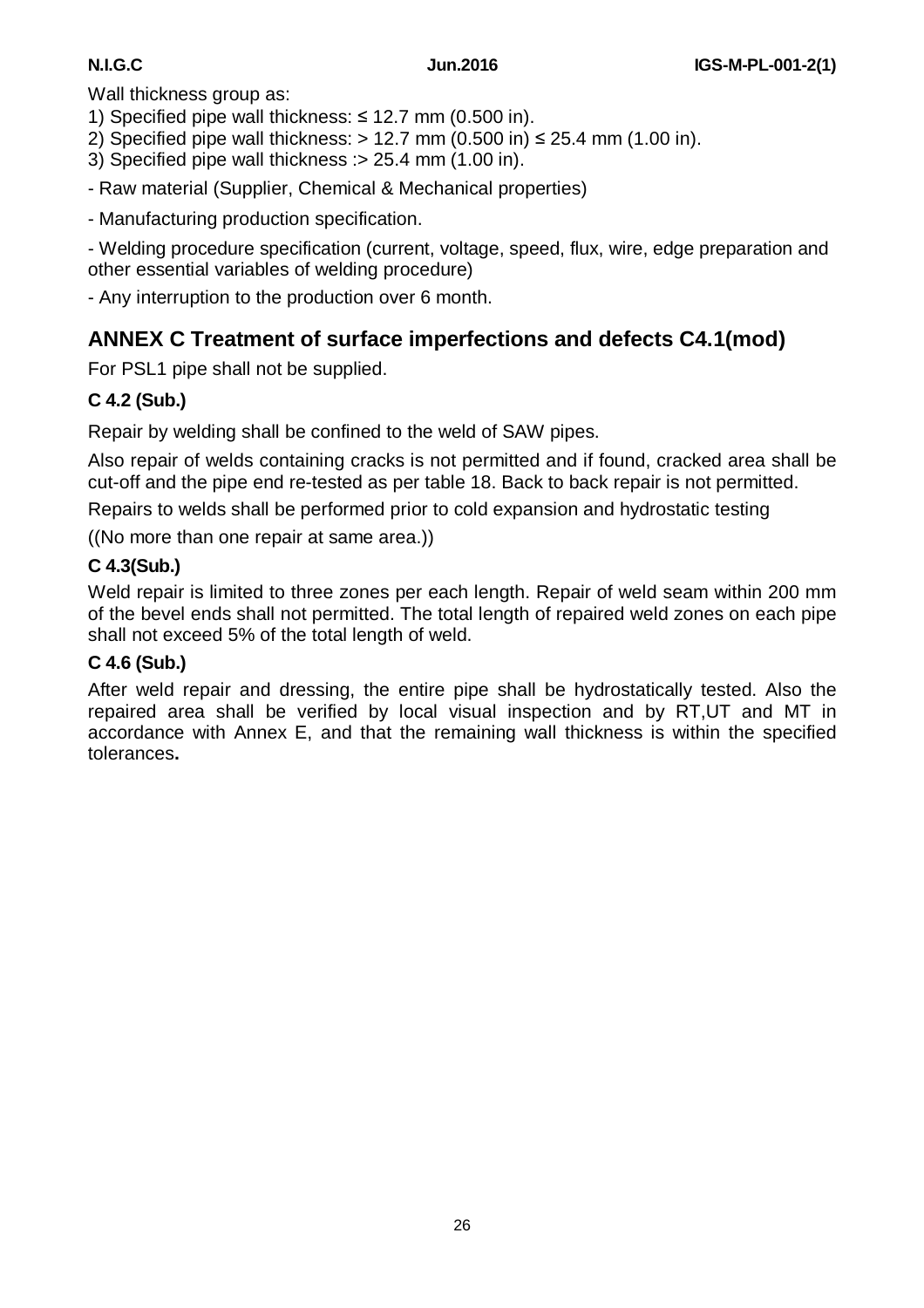Wall thickness group as:

1) Specified pipe wall thickness: ≤ 12.7 mm (0.500 in).
2) Specified pipe wall thickness: > 12.7 mm (0.500 in) ≤ 25.4 mm (1.00 in).
3) Specified pipe wall thickness :> 25.4 mm (1.00 in).

- Raw material (Supplier, Chemical & Mechanical properties)

- Manufacturing production specification.

- Welding procedure specification (current, voltage, speed, flux, wire, edge preparation and other essential variables of welding procedure)

- Any interruption to the production over 6 month.

## ANNEX C Treatment of surface imperfections and defects C4.1(mod)

For PSL1 pipe shall not be supplied.

### C 4.2 (Sub.)

Repair by welding shall be confined to the weld of SAW pipes.

Also repair of welds containing cracks is not permitted and if found, cracked area shall be cut-off and the pipe end re-tested as per table 18. Back to back repair is not permitted.

Repairs to welds shall be performed prior to cold expansion and hydrostatic testing

((No more than one repair at same area.))

### C 4.3(Sub.)

Weld repair is limited to three zones per each length. Repair of weld seam within 200 mm of the bevel ends shall not permitted. The total length of repaired weld zones on each pipe shall not exceed 5% of the total length of weld.

### C 4.6 (Sub.)

After weld repair and dressing, the entire pipe shall be hydrostatically tested. Also the repaired area shall be verified by local visual inspection and by RT,UT and MT in accordance with Annex E, and that the remaining wall thickness is within the specified tolerances**.**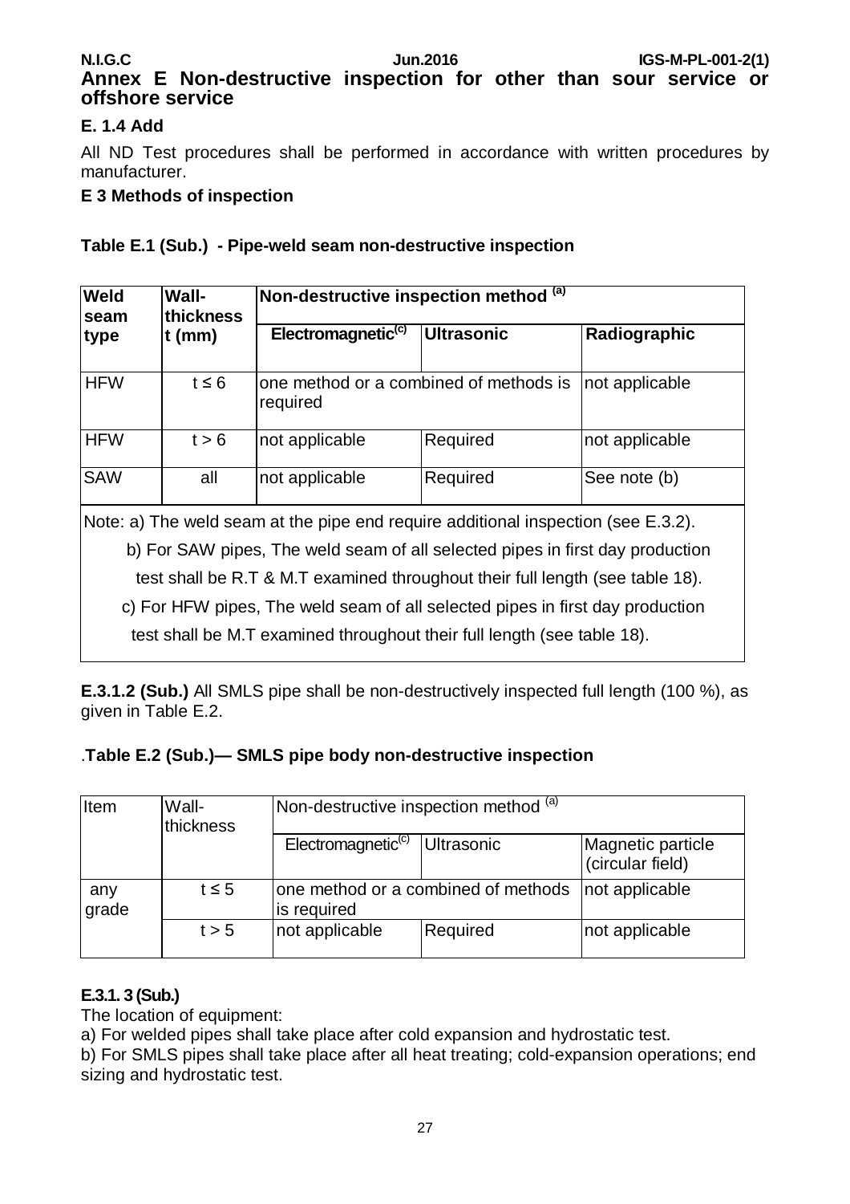## Annex E Non-destructive inspection for other than sour service or offshore service

**E. 1.4 Add**

All ND Test procedures shall be performed in accordance with written procedures by manufacturer.

**E 3 Methods of inspection**

**Table E.1 (Sub.) - Pipe-weld seam non-destructive inspection**

| Weld seam type | Wall-thickness t (mm) | Non-destructive inspection method [(a)] | | |
|---|---|---|---|---|
| | | Electromagnetic[(c)] | Ultrasonic | Radiographic |
| HFW | t ≤ 6 | one method or a combined of methods is required | | not applicable |
| HFW | t > 6 | not applicable | Required | not applicable |
| SAW | all | not applicable | Required | See note (b) |

Note: a) The weld seam at the pipe end require additional inspection (see E.3.2).

b) For SAW pipes, The weld seam of all selected pipes in first day production test shall be R.T & M.T examined throughout their full length (see table 18).

c) For HFW pipes, The weld seam of all selected pipes in first day production test shall be M.T examined throughout their full length (see table 18).

**E.3.1.2 (Sub.)** All SMLS pipe shall be non-destructively inspected full length (100 %), as given in Table E.2.

.**Table E.2 (Sub.)— SMLS pipe body non-destructive inspection**

| Item | Wall-thickness | Non-destructive inspection method [(a)] | | |
|---|---|---|---|---|
| | | Electromagnetic[(c)] | Ultrasonic | Magnetic particle (circular field) |
| any grade | t ≤ 5 | one method or a combined of methods is required | | not applicable |
| | t > 5 | not applicable | Required | not applicable |

**E.3.1. 3 (Sub.)**

The location of equipment:

a) For welded pipes shall take place after cold expansion and hydrostatic test.

b) For SMLS pipes shall take place after all heat treating; cold-expansion operations; end sizing and hydrostatic test.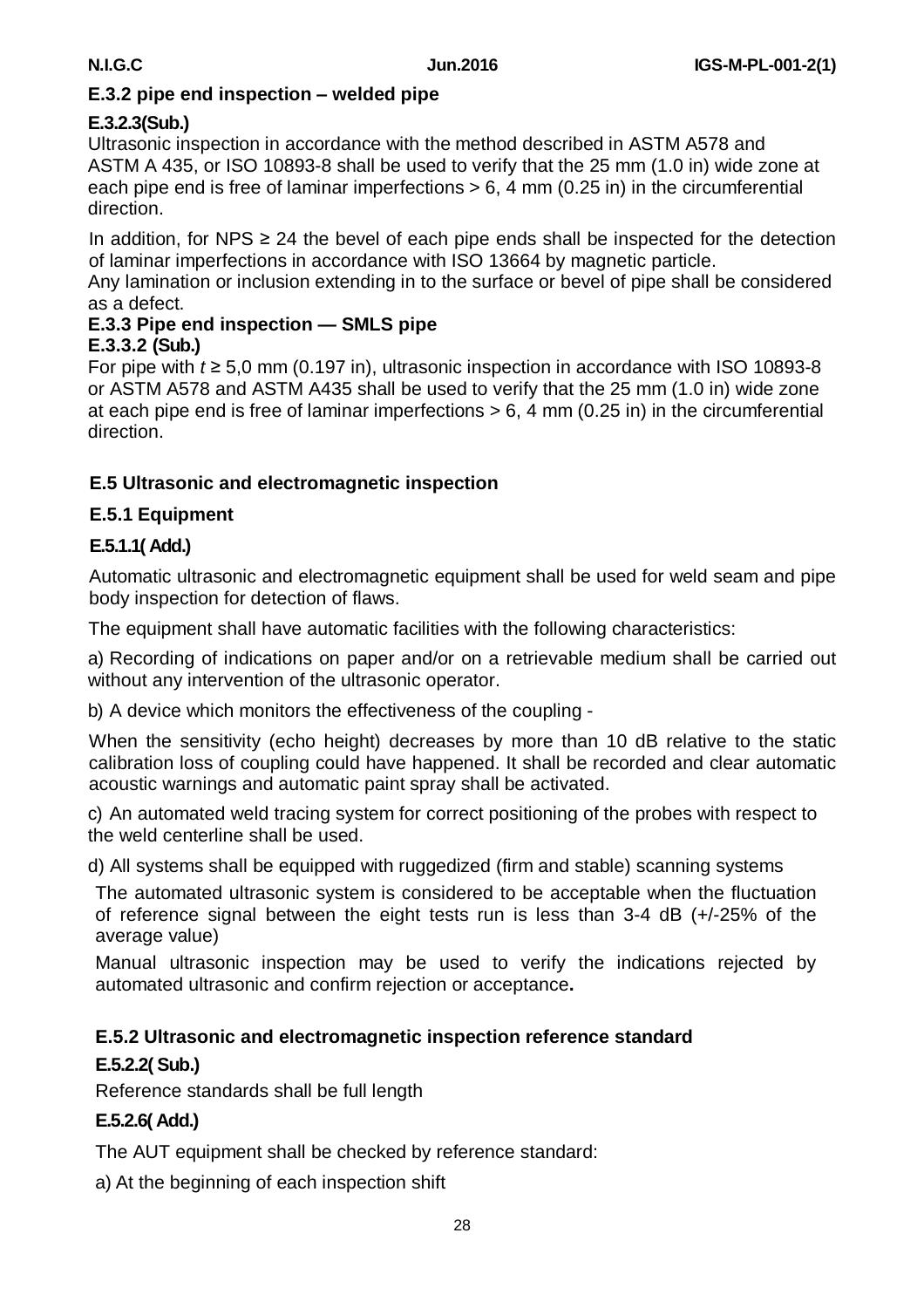### E.3.2 pipe end inspection – welded pipe

#### E.3.2.3(Sub.)

Ultrasonic inspection in accordance with the method described in ASTM A578 and ASTM A 435, or ISO 10893-8 shall be used to verify that the 25 mm (1.0 in) wide zone at each pipe end is free of laminar imperfections > 6, 4 mm (0.25 in) in the circumferential direction.

In addition, for NPS ≥ 24 the bevel of each pipe ends shall be inspected for the detection of laminar imperfections in accordance with ISO 13664 by magnetic particle.

Any lamination or inclusion extending in to the surface or bevel of pipe shall be considered as a defect.

### E.3.3 Pipe end inspection — SMLS pipe

#### E.3.3.2 (Sub.)

For pipe with $t \geq 5{,}0$ mm (0.197 in), ultrasonic inspection in accordance with ISO 10893-8 or ASTM A578 and ASTM A435 shall be used to verify that the 25 mm (1.0 in) wide zone at each pipe end is free of laminar imperfections > 6, 4 mm (0.25 in) in the circumferential direction.

## E.5 Ultrasonic and electromagnetic inspection

### E.5.1 Equipment

#### E.5.1.1( Add.)

Automatic ultrasonic and electromagnetic equipment shall be used for weld seam and pipe body inspection for detection of flaws.

The equipment shall have automatic facilities with the following characteristics:

a) Recording of indications on paper and/or on a retrievable medium shall be carried out without any intervention of the ultrasonic operator.

b) A device which monitors the effectiveness of the coupling -

When the sensitivity (echo height) decreases by more than 10 dB relative to the static calibration loss of coupling could have happened. It shall be recorded and clear automatic acoustic warnings and automatic paint spray shall be activated.

c) An automated weld tracing system for correct positioning of the probes with respect to the weld centerline shall be used.

d) All systems shall be equipped with ruggedized (firm and stable) scanning systems

The automated ultrasonic system is considered to be acceptable when the fluctuation of reference signal between the eight tests run is less than 3-4 dB (+/-25% of the average value)

Manual ultrasonic inspection may be used to verify the indications rejected by automated ultrasonic and confirm rejection or acceptance**.**

### E.5.2 Ultrasonic and electromagnetic inspection reference standard

#### E.5.2.2( Sub.)

Reference standards shall be full length

#### E.5.2.6( Add.)

The AUT equipment shall be checked by reference standard:

a) At the beginning of each inspection shift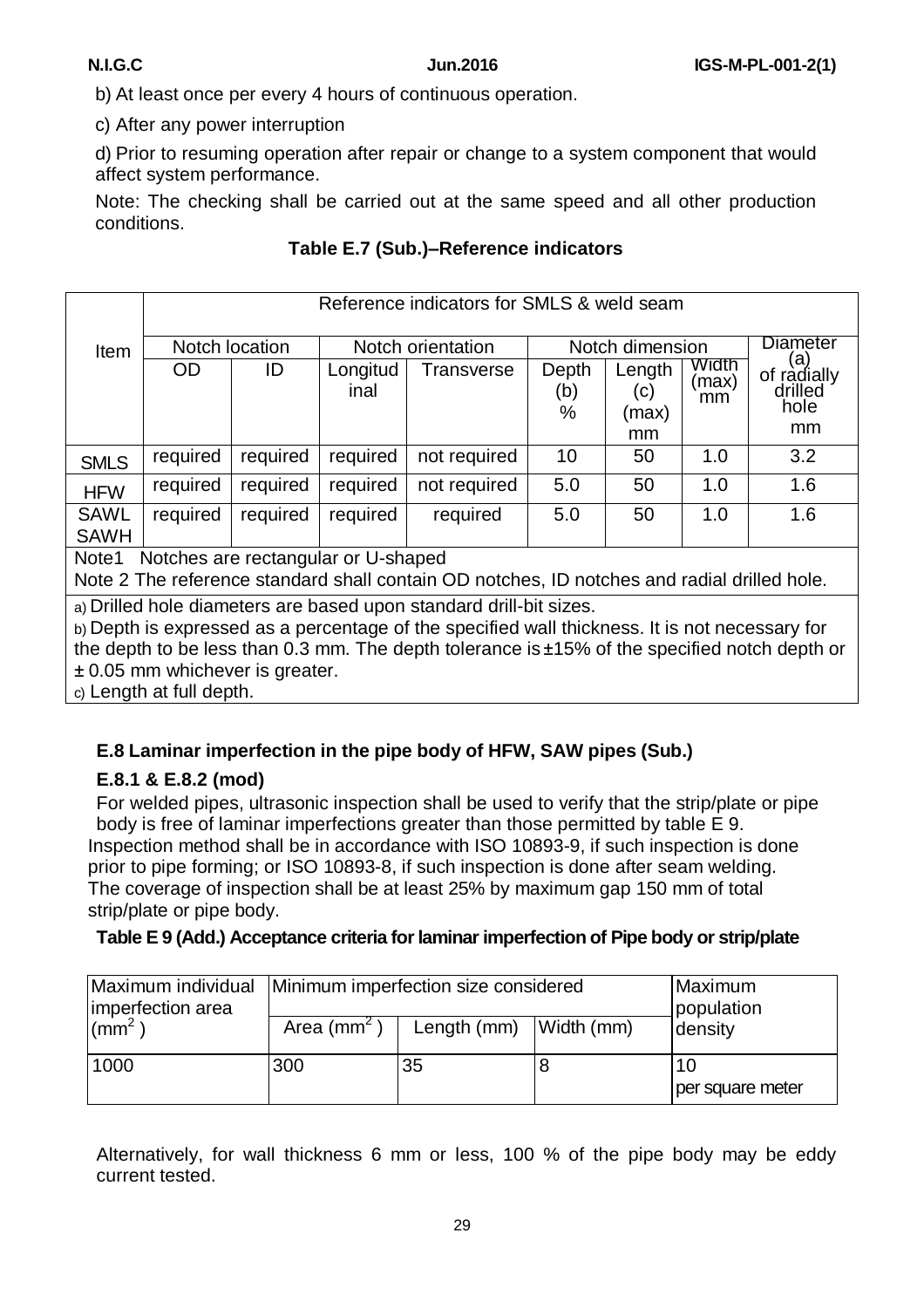b) At least once per every 4 hours of continuous operation.

c) After any power interruption

d) Prior to resuming operation after repair or change to a system component that would affect system performance.

Note: The checking shall be carried out at the same speed and all other production conditions.

**Table E.7 (Sub.)–Reference indicators**

| Item | Reference indicators for SMLS & weld seam | | | | | | | |
|---|---|---|---|---|---|---|---|---|
| | Notch location | | Notch orientation | | Notch dimension | | | Diameter (a) of radially drilled hole mm |
| | OD | ID | Longitudinal | Transverse | Depth (b) % | Length (c) (max) mm | Width (max) mm | |
| SMLS | required | required | required | not required | 10 | 50 | 1.0 | 3.2 |
| HFW | required | required | required | not required | 5.0 | 50 | 1.0 | 1.6 |
| SAWL SAWH | required | required | required | required | 5.0 | 50 | 1.0 | 1.6 |

Note1 Notches are rectangular or U-shaped

Note 2 The reference standard shall contain OD notches, ID notches and radial drilled hole.

a) Drilled hole diameters are based upon standard drill-bit sizes.

b) Depth is expressed as a percentage of the specified wall thickness. It is not necessary for the depth to be less than 0.3 mm. The depth tolerance is ±15% of the specified notch depth or ± 0.05 mm whichever is greater.

c) Length at full depth.

### E.8 Laminar imperfection in the pipe body of HFW, SAW pipes (Sub.)

#### E.8.1 & E.8.2 (mod)

For welded pipes, ultrasonic inspection shall be used to verify that the strip/plate or pipe body is free of laminar imperfections greater than those permitted by table E 9. Inspection method shall be in accordance with ISO 10893-9, if such inspection is done prior to pipe forming; or ISO 10893-8, if such inspection is done after seam welding. The coverage of inspection shall be at least 25% by maximum gap 150 mm of total strip/plate or pipe body.

**Table E 9 (Add.) Acceptance criteria for laminar imperfection of Pipe body or strip/plate**

| Maximum individual imperfection area ($mm^2$) | Minimum imperfection size considered | | | Maximum population density |
|---|---|---|---|---|
| | Area ($mm^2$) | Length (mm) | Width (mm) | |
| 1000 | 300 | 35 | 8 | 10 per square meter |

Alternatively, for wall thickness 6 mm or less, 100 % of the pipe body may be eddy current tested.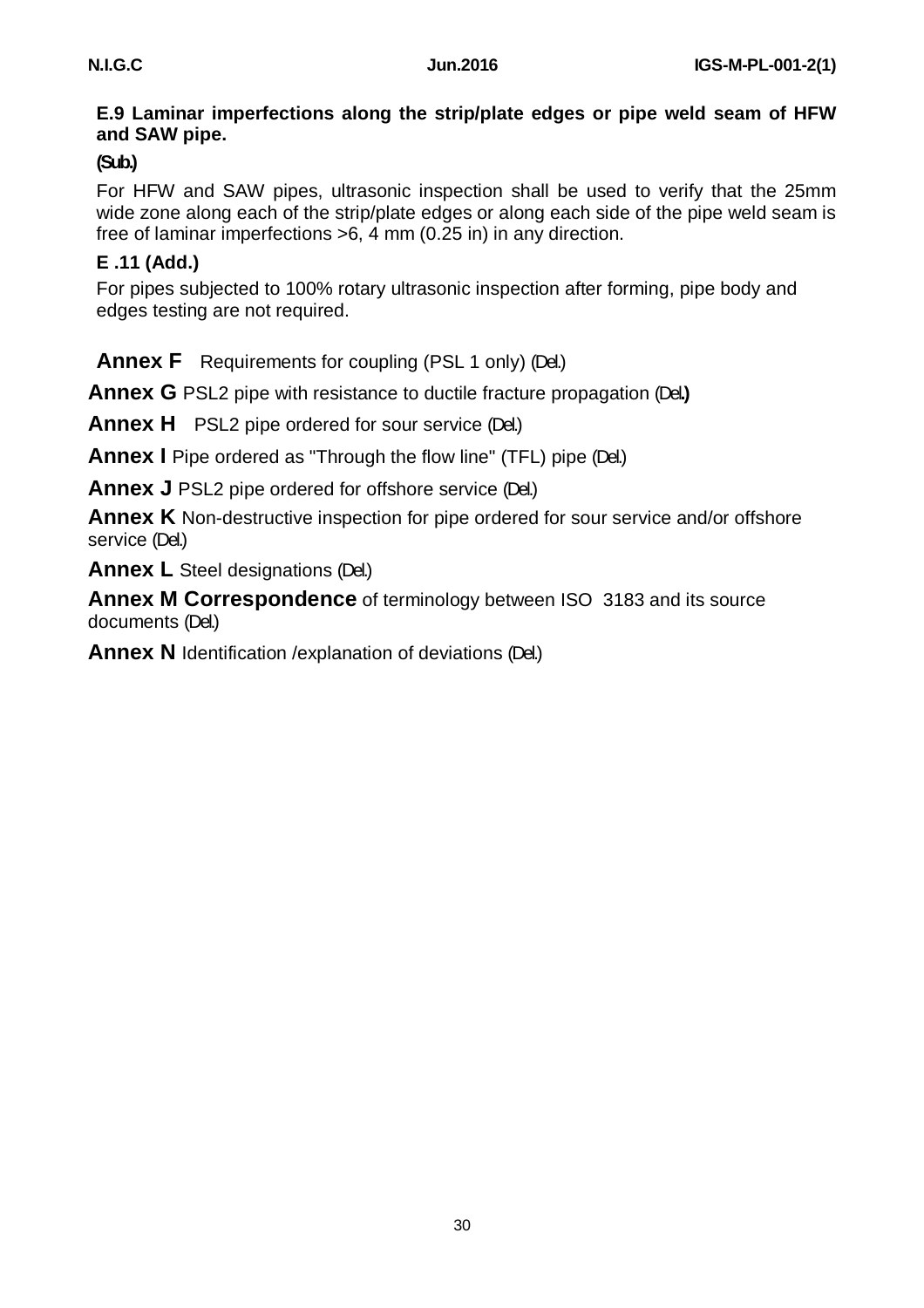**E.9 Laminar imperfections along the strip/plate edges or pipe weld seam of HFW and SAW pipe.**

**(Sub.)**

For HFW and SAW pipes, ultrasonic inspection shall be used to verify that the 25mm wide zone along each of the strip/plate edges or along each side of the pipe weld seam is free of laminar imperfections >6, 4 mm (0.25 in) in any direction.

**E .11 (Add.)**

For pipes subjected to 100% rotary ultrasonic inspection after forming, pipe body and edges testing are not required.

**Annex F** Requirements for coupling (PSL 1 only) (Del.)

**Annex G** PSL2 pipe with resistance to ductile fracture propagation (Del.)

**Annex H** PSL2 pipe ordered for sour service (Del.)

**Annex I** Pipe ordered as "Through the flow line" (TFL) pipe (Del.)

**Annex J** PSL2 pipe ordered for offshore service (Del.)

**Annex K** Non-destructive inspection for pipe ordered for sour service and/or offshore service (Del.)

**Annex L** Steel designations (Del.)

**Annex M Correspondence** of terminology between ISO 3183 and its source documents (Del.)

**Annex N** Identification /explanation of deviations (Del.)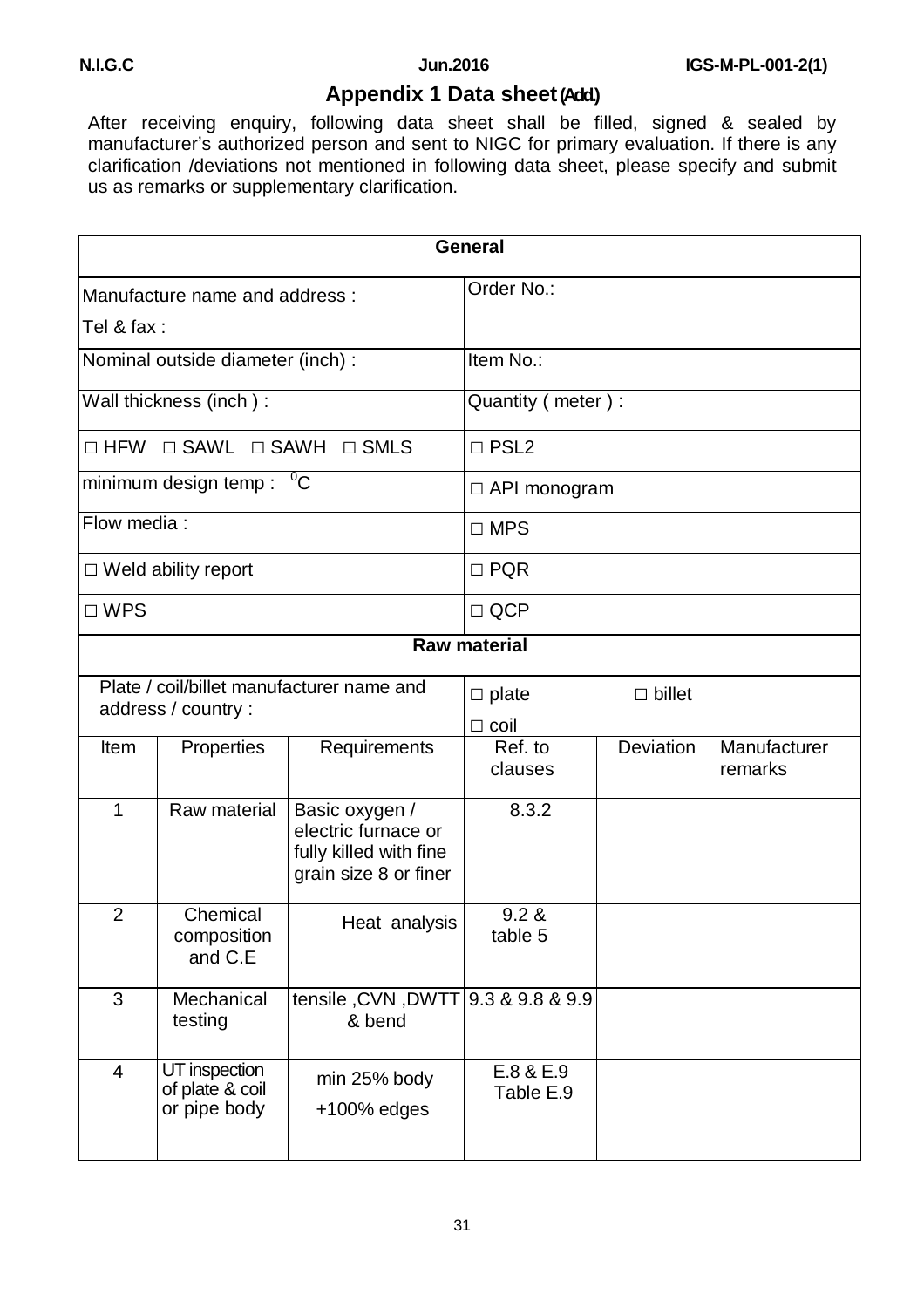## Appendix 1 Data sheet (Add.)

After receiving enquiry, following data sheet shall be filled, signed & sealed by manufacturer's authorized person and sent to NIGC for primary evaluation. If there is any clarification /deviations not mentioned in following data sheet, please specify and submit us as remarks or supplementary clarification.

| **General** | | | | | |
|---|---|---|---|---|---|
| Manufacture name and address :<br>Tel & fax : | | | Order No.: | | |
| Nominal outside diameter (inch) : | | | Item No.: | | |
| Wall thickness (inch ) : | | | Quantity ( meter ) : | | |
| □ HFW □ SAWL □ SAWH □ SMLS | | | □ PSL2 | | |
| minimum design temp : $^{0}$C | | | □ API monogram | | |
| Flow media : | | | □ MPS | | |
| □ Weld ability report | | | □ PQR | | |
| □ WPS | | | □ QCP | | |
| **Raw material** | | | | | |
| Plate / coil/billet manufacturer name and address / country : | | | □ plate<br>□ coil | □ billet | |
| Item | Properties | Requirements | Ref. to clauses | Deviation | Manufacturer remarks |
| 1 | Raw material | Basic oxygen / electric furnace or fully killed with fine grain size 8 or finer | 8.3.2 | | |
| 2 | Chemical composition and C.E | Heat analysis | 9.2 & table 5 | | |
| 3 | Mechanical testing | tensile ,CVN ,DWTT & bend | 9.3 & 9.8 & 9.9 | | |
| 4 | UT inspection of plate & coil or pipe body | min 25% body +100% edges | E.8 & E.9 Table E.9 | | |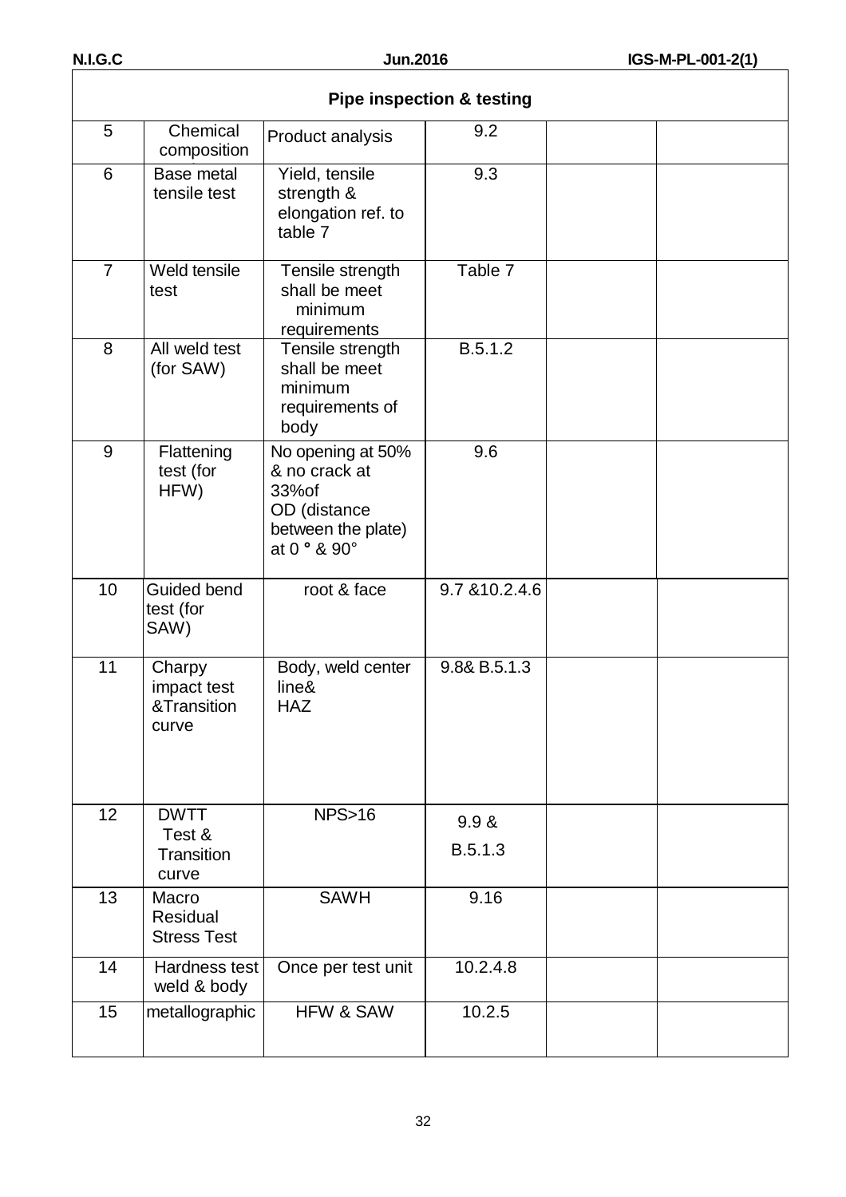| Pipe inspection & testing | | | | | |
|---|---|---|---|---|---|
| 5 | Chemical composition | Product analysis | 9.2 | | |
| 6 | Base metal tensile test | Yield, tensile strength & elongation ref. to table 7 | 9.3 | | |
| 7 | Weld tensile test | Tensile strength shall be meet minimum requirements | Table 7 | | |
| 8 | All weld test (for SAW) | Tensile strength shall be meet minimum requirements of body | B.5.1.2 | | |
| 9 | Flattening test (for HFW) | No opening at 50% & no crack at 33%of OD (distance between the plate) at 0 ° & 90° | 9.6 | | |
| 10 | Guided bend test (for SAW) | root & face | 9.7 &10.2.4.6 | | |
| 11 | Charpy impact test &Transition curve | Body, weld center line& HAZ | 9.8& B.5.1.3 | | |
| 12 | DWTT Test & Transition curve | NPS>16 | 9.9 & B.5.1.3 | | |
| 13 | Macro Residual Stress Test | SAWH | 9.16 | | |
| 14 | Hardness test weld & body | Once per test unit | 10.2.4.8 | | |
| 15 | metallographic | HFW & SAW | 10.2.5 | | |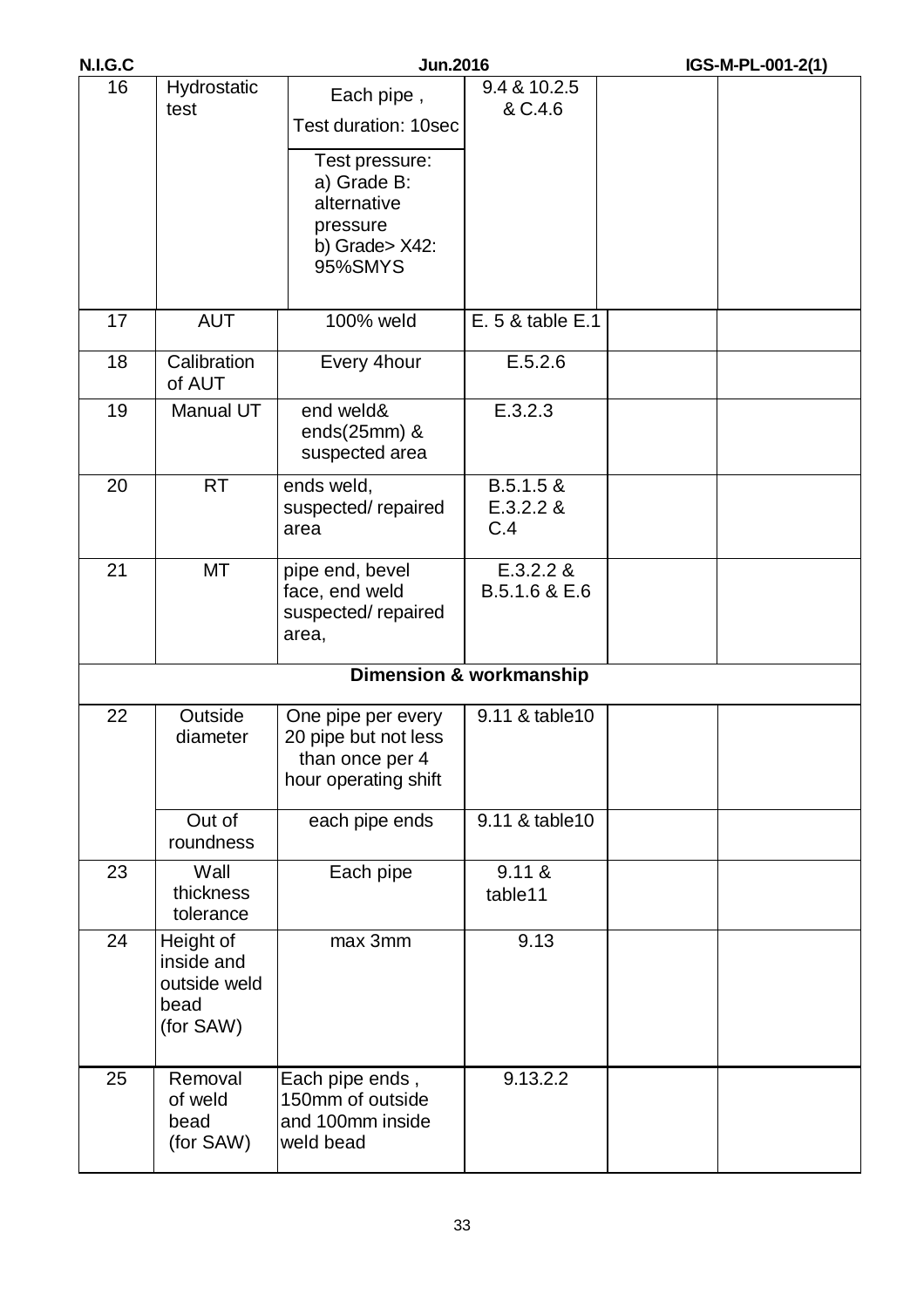| 16 | Hydrostatic test | Each pipe , Test duration: 10sec<br>Test pressure:<br>a) Grade B: alternative pressure<br>b) Grade> X42: 95%SMYS | 9.4 & 10.2.5 & C.4.6 | | |
|---|---|---|---|---|---|
| 17 | AUT | 100% weld | E. 5 & table E.1 | | |
| 18 | Calibration of AUT | Every 4hour | E.5.2.6 | | |
| 19 | Manual UT | end weld& ends(25mm) & suspected area | E.3.2.3 | | |
| 20 | RT | ends weld, suspected/ repaired area | B.5.1.5 & E.3.2.2 & C.4 | | |
| 21 | MT | pipe end, bevel face, end weld suspected/ repaired area, | E.3.2.2 & B.5.1.6 & E.6 | | |
| **Dimension & workmanship** | | | | | |
| 22 | Outside diameter | One pipe per every 20 pipe but not less than once per 4 hour operating shift | 9.11 & table10 | | |
| | Out of roundness | each pipe ends | 9.11 & table10 | | |
| 23 | Wall thickness tolerance | Each pipe | 9.11 & table11 | | |
| 24 | Height of inside and outside weld bead (for SAW) | max 3mm | 9.13 | | |
| 25 | Removal of weld bead (for SAW) | Each pipe ends , 150mm of outside and 100mm inside weld bead | 9.13.2.2 | | |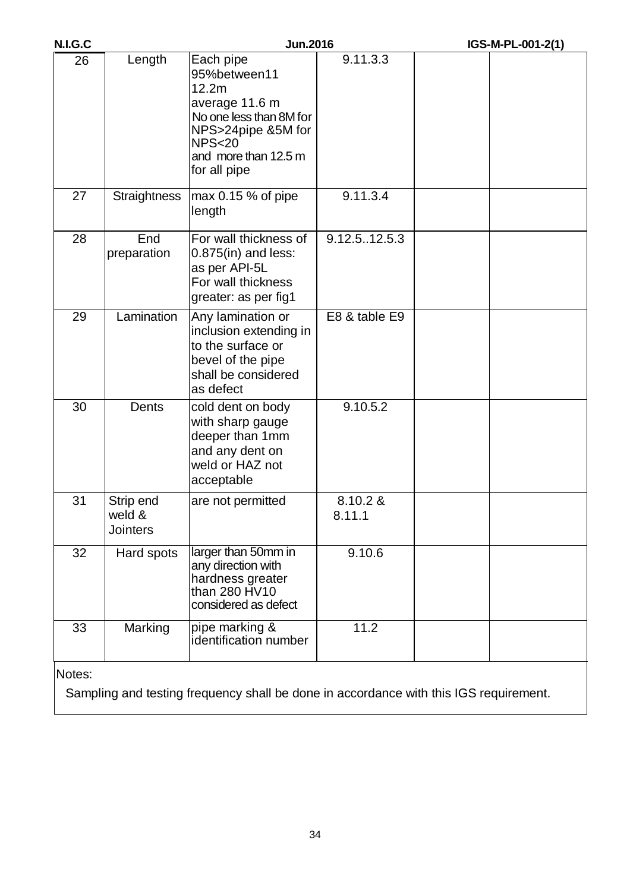| 26 | Length | Each pipe 95%between11 12.2m average 11.6 m No one less than 8M for NPS>24pipe &5M for NPS<20 and more than 12.5 m for all pipe | 9.11.3.3 | | |
|---|---|---|---|---|---|
| 27 | Straightness | max 0.15 % of pipe length | 9.11.3.4 | | |
| 28 | End preparation | For wall thickness of 0.875(in) and less: as per API-5L For wall thickness greater: as per fig1 | 9.12.5..12.5.3 | | |
| 29 | Lamination | Any lamination or inclusion extending in to the surface or bevel of the pipe shall be considered as defect | E8 & table E9 | | |
| 30 | Dents | cold dent on body with sharp gauge deeper than 1mm and any dent on weld or HAZ not acceptable | 9.10.5.2 | | |
| 31 | Strip end weld & Jointers | are not permitted | 8.10.2 & 8.11.1 | | |
| 32 | Hard spots | larger than 50mm in any direction with hardness greater than 280 HV10 considered as defect | 9.10.6 | | |
| 33 | Marking | pipe marking & identification number | 11.2 | | |

Notes:

Sampling and testing frequency shall be done in accordance with this IGS requirement.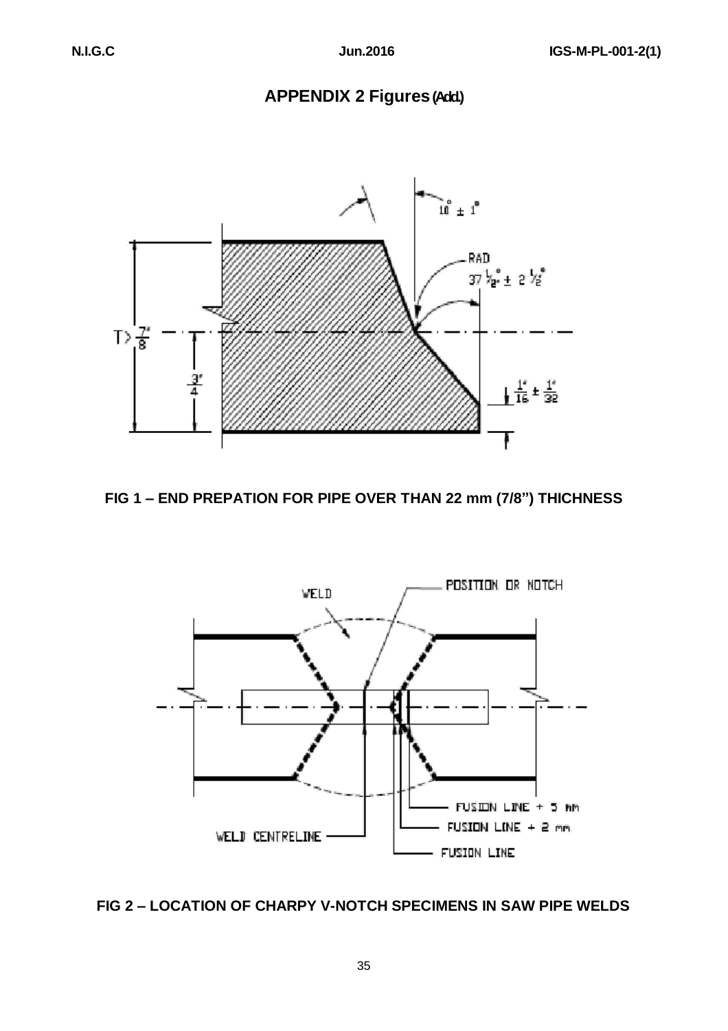## APPENDIX 2 Figures (Add.)

FIG 1 – END PREPATION FOR PIPE OVER THAN 22 mm (7/8") THICHNESS

FIG 2 – LOCATION OF CHARPY V-NOTCH SPECIMENS IN SAW PIPE WELDS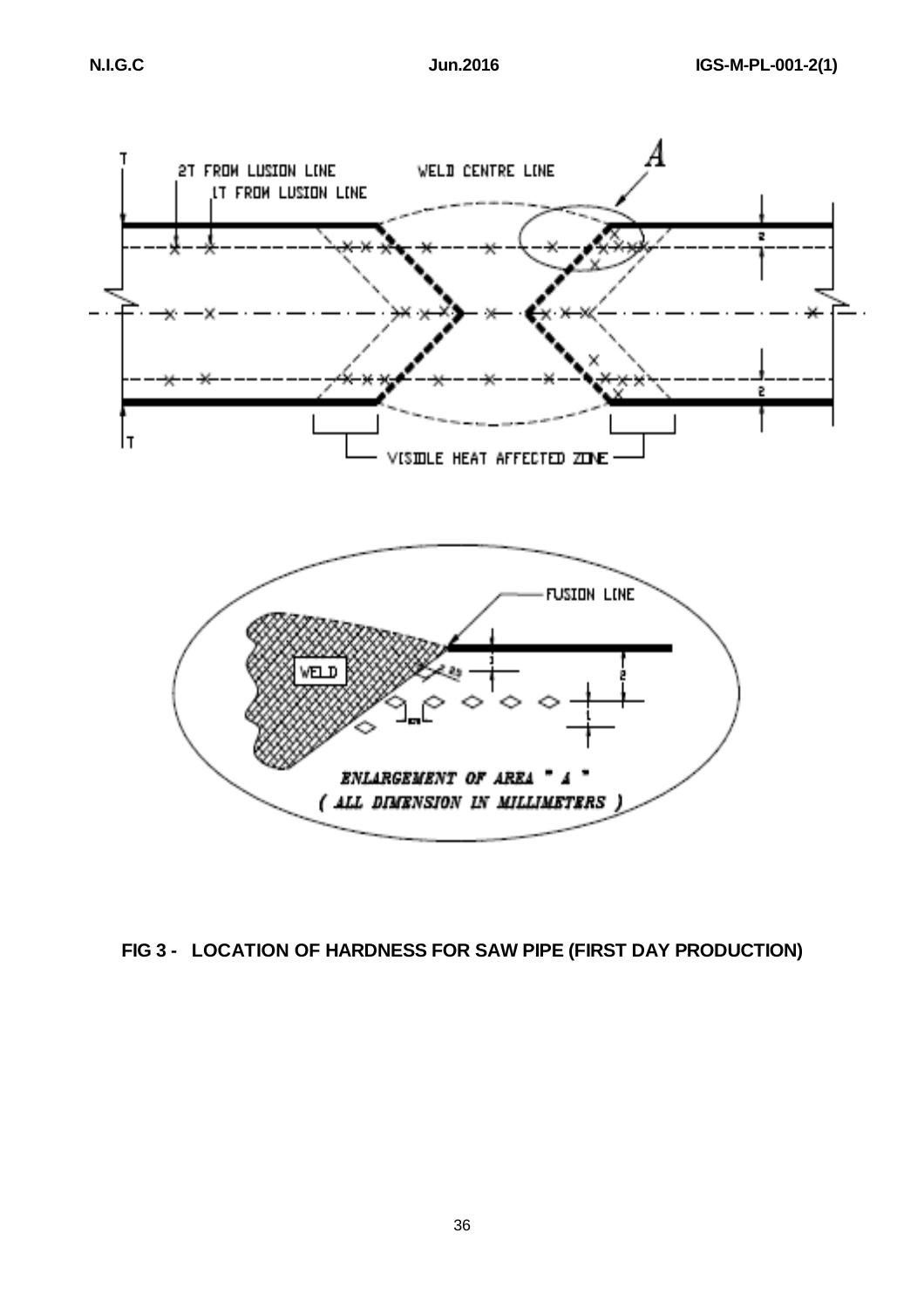**FIG 3 - LOCATION OF HARDNESS FOR SAW PIPE (FIRST DAY PRODUCTION)**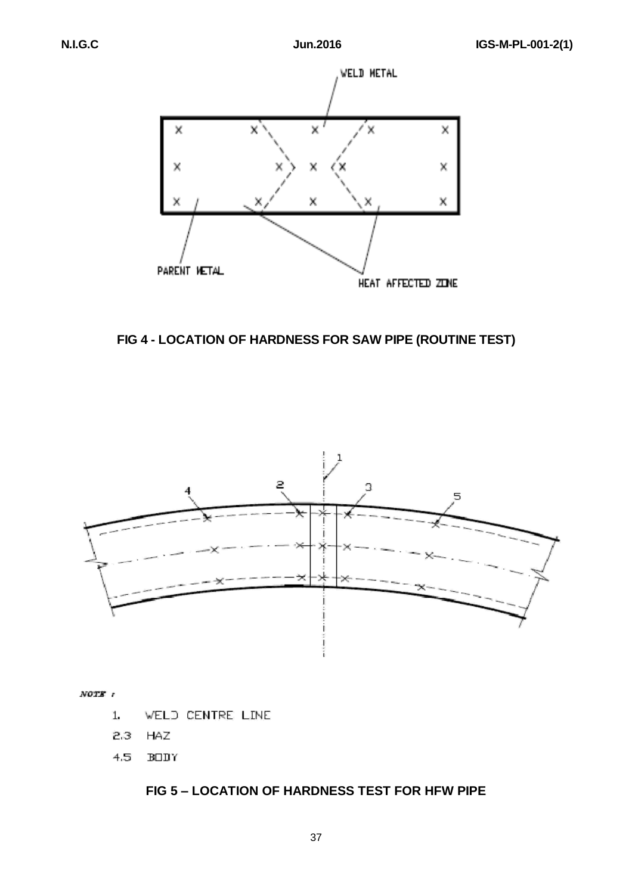WELD METAL

PARENT METAL

HEAT AFFECTED ZONE

**FIG 4 - LOCATION OF HARDNESS FOR SAW PIPE (ROUTINE TEST)**

1 2 3 4 5

*NOTE :*

1. WELD CENTRE LINE
2,3 HAZ
4,5 BODY

**FIG 5 – LOCATION OF HARDNESS TEST FOR HFW PIPE**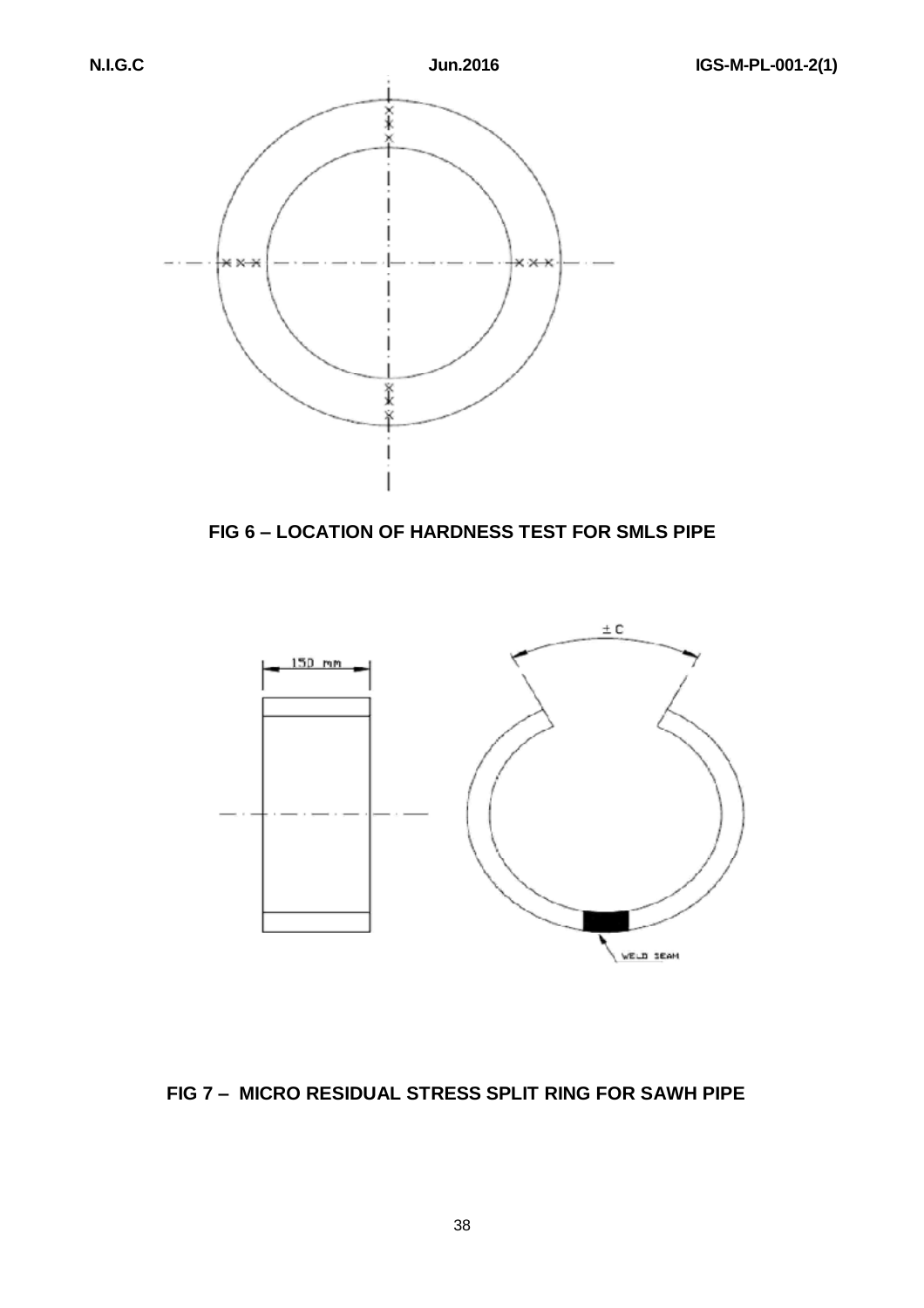**FIG 6 – LOCATION OF HARDNESS TEST FOR SMLS PIPE**

**FIG 7 – MICRO RESIDUAL STRESS SPLIT RING FOR SAWH PIPE**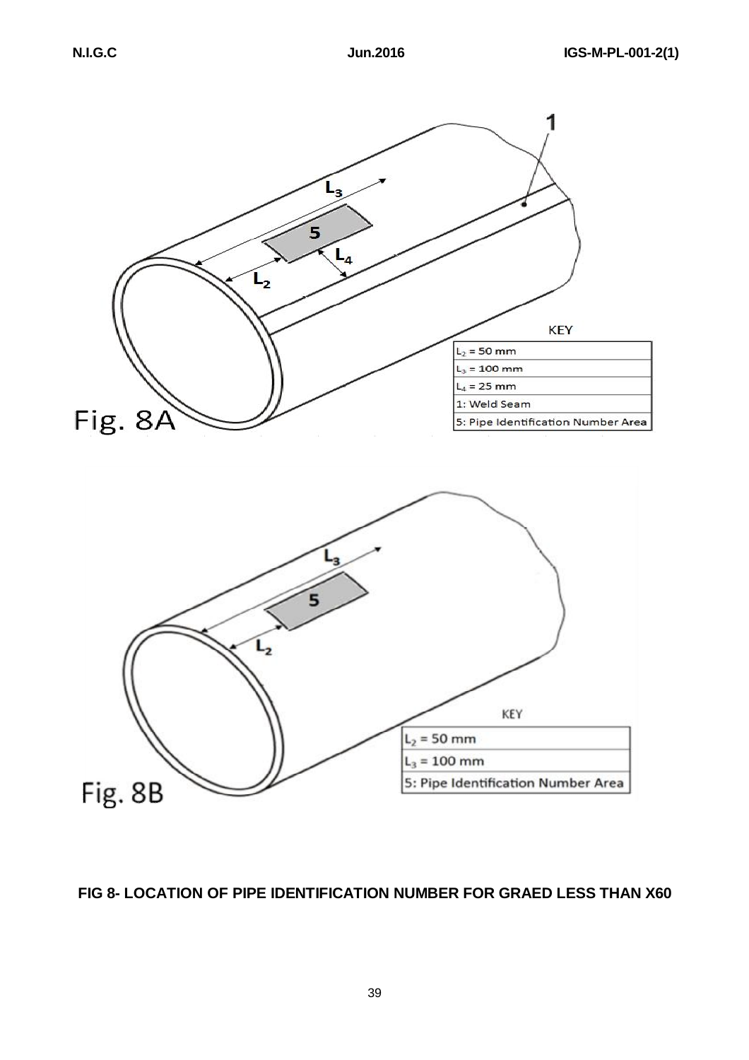1

$L_3$

5

$L_4$

$L_2$

KEY

| | |
|---|---|
| $L_2$ = 50 mm | |
| $L_3$ = 100 mm | |
| $L_4$ = 25 mm | |
| 1: Weld Seam | |
| 5: Pipe Identification Number Area | |

Fig. 8A

$L_3$

5

$L_2$

KEY

| | |
|---|---|
| $L_2$ = 50 mm | |
| $L_3$ = 100 mm | |
| 5: Pipe Identification Number Area | |

Fig. 8B

**FIG 8- LOCATION OF PIPE IDENTIFICATION NUMBER FOR GRAED LESS THAN X60**